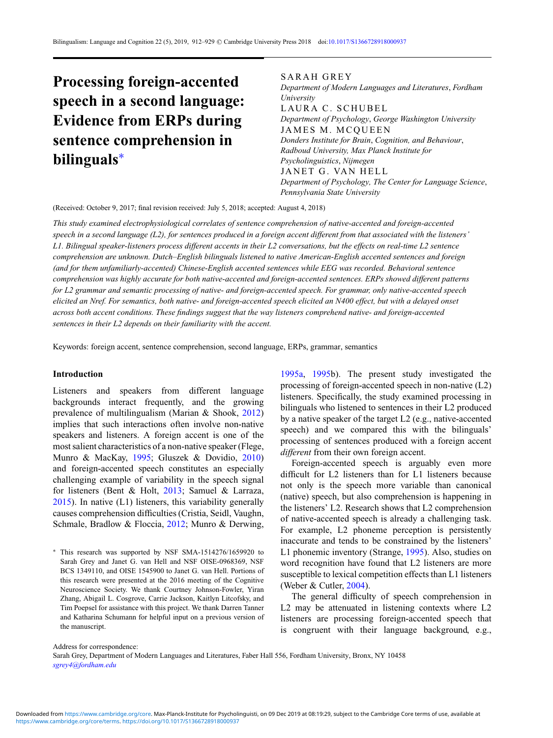# Processing foreign-accented speech in a second language: Evidence from ERPs during sentence comprehension in bilinguals*

SARAH GREY
*Department of Modern Languages and Literatures, Fordham University*

LAURA C. SCHUBEL
*Department of Psychology, George Washington University*

JAMES M. MCQUEEN
*Donders Institute for Brain, Cognition, and Behaviour, Radboud University, Max Planck Institute for Psycholinguistics, Nijmegen*

JANET G. VAN HELL
*Department of Psychology, The Center for Language Science, Pennsylvania State University*

(Received: October 9, 2017; final revision received: July 5, 2018; accepted: August 4, 2018)

*This study examined electrophysiological correlates of sentence comprehension of native-accented and foreign-accented speech in a second language (L2), for sentences produced in a foreign accent different from that associated with the listeners' L1. Bilingual speaker-listeners process different accents in their L2 conversations, but the effects on real-time L2 sentence comprehension are unknown. Dutch–English bilinguals listened to native American-English accented sentences and foreign (and for them unfamiliarly-accented) Chinese-English accented sentences while EEG was recorded. Behavioral sentence comprehension was highly accurate for both native-accented and foreign-accented sentences. ERPs showed different patterns for L2 grammar and semantic processing of native- and foreign-accented speech. For grammar, only native-accented speech elicited an Nref. For semantics, both native- and foreign-accented speech elicited an N400 effect, but with a delayed onset across both accent conditions. These findings suggest that the way listeners comprehend native- and foreign-accented sentences in their L2 depends on their familiarity with the accent.*

Keywords: foreign accent, sentence comprehension, second language, ERPs, grammar, semantics

## Introduction

Listeners and speakers from different language backgrounds interact frequently, and the growing prevalence of multilingualism (Marian & Shook, 2012) implies that such interactions often involve non-native speakers and listeners. A foreign accent is one of the most salient characteristics of a non-native speaker (Flege, Munro & MacKay, 1995; Gluszek & Dovidio, 2010) and foreign-accented speech constitutes an especially challenging example of variability in the speech signal for listeners (Bent & Holt, 2013; Samuel & Larraza, 2015). In native (L1) listeners, this variability generally causes comprehension difficulties (Cristia, Seidl, Vaughn, Schmale, Bradlow & Floccia, 2012; Munro & Derwing, 1995a, 1995b). The present study investigated the processing of foreign-accented speech in non-native (L2) listeners. Specifically, the study examined processing in bilinguals who listened to sentences in their L2 produced by a native speaker of the target L2 (e.g., native-accented speech) and we compared this with the bilinguals' processing of sentences produced with a foreign accent *different* from their own foreign accent.

Foreign-accented speech is arguably even more difficult for L2 listeners than for L1 listeners because not only is the speech more variable than canonical (native) speech, but also comprehension is happening in the listeners' L2. Research shows that L2 comprehension of native-accented speech is already a challenging task. For example, L2 phoneme perception is persistently inaccurate and tends to be constrained by the listeners' L1 phonemic inventory (Strange, 1995). Also, studies on word recognition have found that L2 listeners are more susceptible to lexical competition effects than L1 listeners (Weber & Cutler, 2004).

The general difficulty of speech comprehension in L2 may be attenuated in listening contexts where L2 listeners are processing foreign-accented speech that is congruent with their language background, e.g.,

* This research was supported by NSF SMA-1514276/1659920 to Sarah Grey and Janet G. van Hell and NSF OISE-0968369, NSF BCS 1349110, and OISE 1545900 to Janet G. van Hell. Portions of this research were presented at the 2016 meeting of the Cognitive Neuroscience Society. We thank Courtney Johnson-Fowler, Yiran Zhang, Abigail L. Cosgrove, Carrie Jackson, Kaitlyn Litcofsky, and Tim Poepsel for assistance with this project. We thank Darren Tanner and Katharina Schumann for helpful input on a previous version of the manuscript.

Address for correspondence:
Sarah Grey, Department of Modern Languages and Literatures, Faber Hall 556, Fordham University, Bronx, NY 10458
*sgrey4@fordham.edu*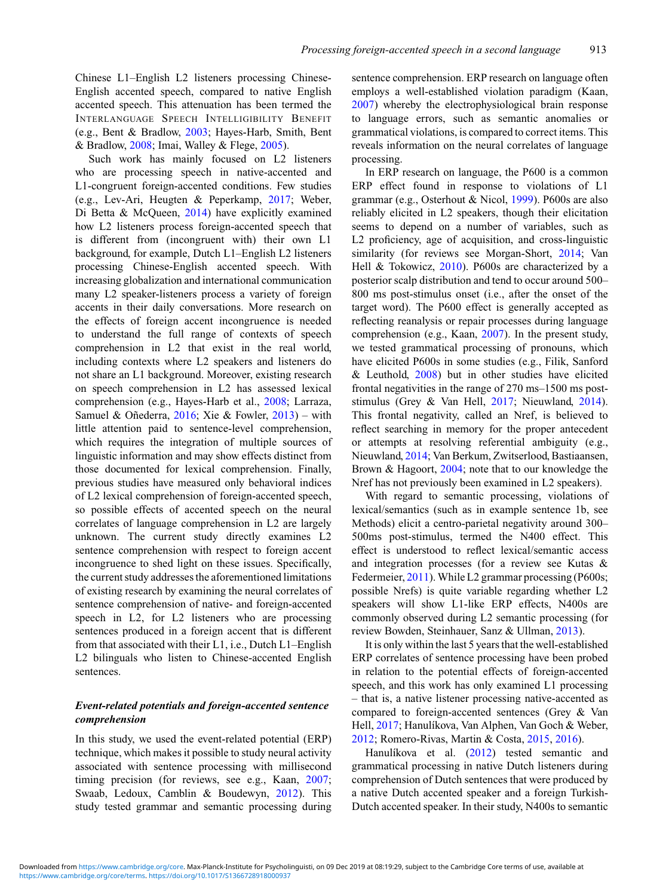Chinese L1–English L2 listeners processing Chinese-English accented speech, compared to native English accented speech. This attenuation has been termed the INTERLANGUAGE SPEECH INTELLIGIBILITY BENEFIT (e.g., Bent & Bradlow, 2003; Hayes-Harb, Smith, Bent & Bradlow, 2008; Imai, Walley & Flege, 2005).

Such work has mainly focused on L2 listeners who are processing speech in native-accented and L1-congruent foreign-accented conditions. Few studies (e.g., Lev-Ari, Heugten & Peperkamp, 2017; Weber, Di Betta & McQueen, 2014) have explicitly examined how L2 listeners process foreign-accented speech that is different from (incongruent with) their own L1 background, for example, Dutch L1–English L2 listeners processing Chinese-English accented speech. With increasing globalization and international communication many L2 speaker-listeners process a variety of foreign accents in their daily conversations. More research on the effects of foreign accent incongruence is needed to understand the full range of contexts of speech comprehension in L2 that exist in the real world, including contexts where L2 speakers and listeners do not share an L1 background. Moreover, existing research on speech comprehension in L2 has assessed lexical comprehension (e.g., Hayes-Harb et al., 2008; Larraza, Samuel & Oñederra, 2016; Xie & Fowler, 2013) – with little attention paid to sentence-level comprehension, which requires the integration of multiple sources of linguistic information and may show effects distinct from those documented for lexical comprehension. Finally, previous studies have measured only behavioral indices of L2 lexical comprehension of foreign-accented speech, so possible effects of accented speech on the neural correlates of language comprehension in L2 are largely unknown. The current study directly examines L2 sentence comprehension with respect to foreign accent incongruence to shed light on these issues. Specifically, the current study addresses the aforementioned limitations of existing research by examining the neural correlates of sentence comprehension of native- and foreign-accented speech in L2, for L2 listeners who are processing sentences produced in a foreign accent that is different from that associated with their L1, i.e., Dutch L1–English L2 bilinguals who listen to Chinese-accented English sentences.

### *Event-related potentials and foreign-accented sentence comprehension*

In this study, we used the event-related potential (ERP) technique, which makes it possible to study neural activity associated with sentence processing with millisecond timing precision (for reviews, see e.g., Kaan, 2007; Swaab, Ledoux, Camblin & Boudewyn, 2012). This study tested grammar and semantic processing during sentence comprehension. ERP research on language often employs a well-established violation paradigm (Kaan, 2007) whereby the electrophysiological brain response to language errors, such as semantic anomalies or grammatical violations, is compared to correct items. This reveals information on the neural correlates of language processing.

In ERP research on language, the P600 is a common ERP effect found in response to violations of L1 grammar (e.g., Osterhout & Nicol, 1999). P600s are also reliably elicited in L2 speakers, though their elicitation seems to depend on a number of variables, such as L2 proficiency, age of acquisition, and cross-linguistic similarity (for reviews see Morgan-Short, 2014; Van Hell & Tokowicz, 2010). P600s are characterized by a posterior scalp distribution and tend to occur around 500–800 ms post-stimulus onset (i.e., after the onset of the target word). The P600 effect is generally accepted as reflecting reanalysis or repair processes during language comprehension (e.g., Kaan, 2007). In the present study, we tested grammatical processing of pronouns, which have elicited P600s in some studies (e.g., Filik, Sanford & Leuthold, 2008) but in other studies have elicited frontal negativities in the range of 270 ms–1500 ms post-stimulus (Grey & Van Hell, 2017; Nieuwland, 2014). This frontal negativity, called an Nref, is believed to reflect searching in memory for the proper antecedent or attempts at resolving referential ambiguity (e.g., Nieuwland, 2014; Van Berkum, Zwitserlood, Bastiaansen, Brown & Hagoort, 2004; note that to our knowledge the Nref has not previously been examined in L2 speakers).

With regard to semantic processing, violations of lexical/semantics (such as in example sentence 1b, see Methods) elicit a centro-parietal negativity around 300–500ms post-stimulus, termed the N400 effect. This effect is understood to reflect lexical/semantic access and integration processes (for a review see Kutas & Federmeier, 2011). While L2 grammar processing (P600s; possible Nrefs) is quite variable regarding whether L2 speakers will show L1-like ERP effects, N400s are commonly observed during L2 semantic processing (for review Bowden, Steinhauer, Sanz & Ullman, 2013).

It is only within the last 5 years that the well-established ERP correlates of sentence processing have been probed in relation to the potential effects of foreign-accented speech, and this work has only examined L1 processing – that is, a native listener processing native-accented as compared to foreign-accented sentences (Grey & Van Hell, 2017; Hanulíkova, Van Alphen, Van Goch & Weber, 2012; Romero-Rivas, Martin & Costa, 2015, 2016).

Hanulíkova et al. (2012) tested semantic and grammatical processing in native Dutch listeners during comprehension of Dutch sentences that were produced by a native Dutch accented speaker and a foreign Turkish-Dutch accented speaker. In their study, N400s to semantic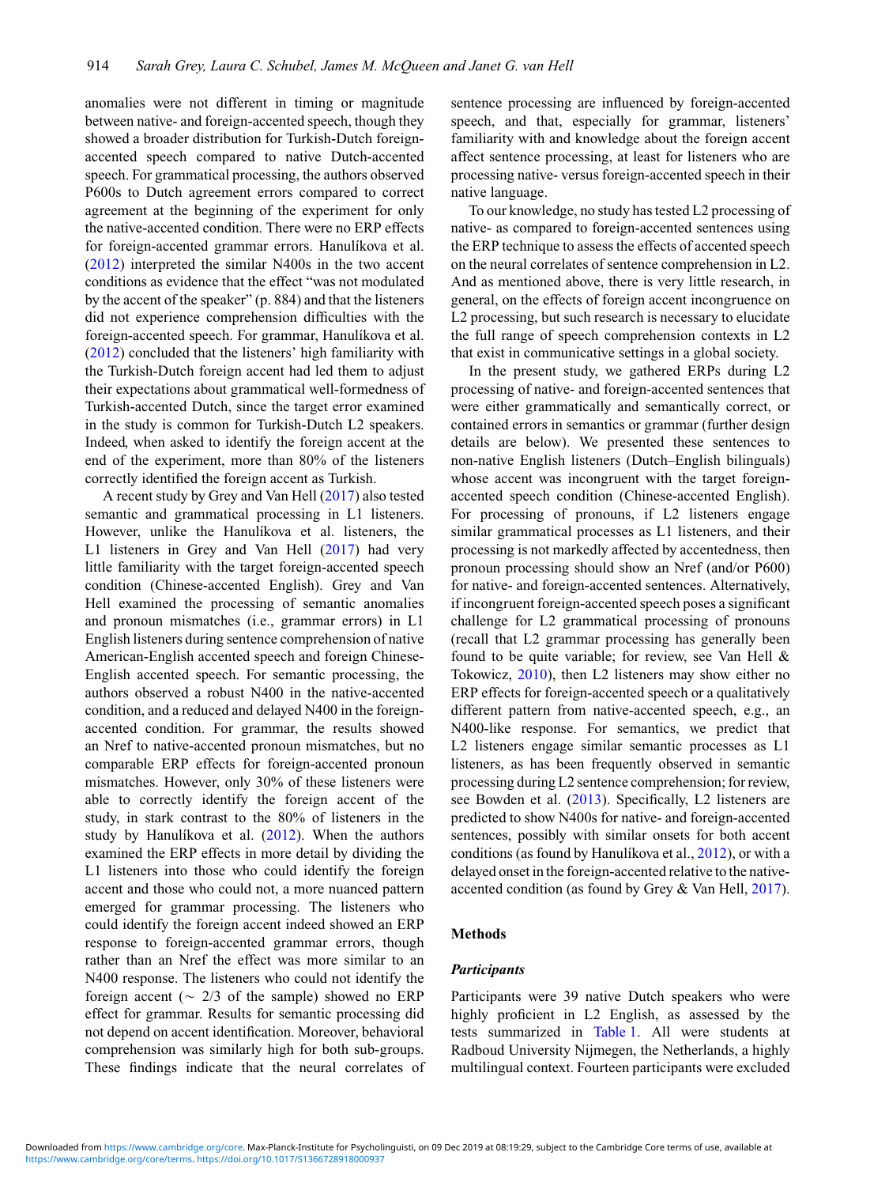anomalies were not different in timing or magnitude between native- and foreign-accented speech, though they showed a broader distribution for Turkish-Dutch foreign-accented speech compared to native Dutch-accented speech. For grammatical processing, the authors observed P600s to Dutch agreement errors compared to correct agreement at the beginning of the experiment for only the native-accented condition. There were no ERP effects for foreign-accented grammar errors. Hanulíkova et al. (2012) interpreted the similar N400s in the two accent conditions as evidence that the effect "was not modulated by the accent of the speaker" (p. 884) and that the listeners did not experience comprehension difficulties with the foreign-accented speech. For grammar, Hanulíkova et al. (2012) concluded that the listeners' high familiarity with the Turkish-Dutch foreign accent had led them to adjust their expectations about grammatical well-formedness of Turkish-accented Dutch, since the target error examined in the study is common for Turkish-Dutch L2 speakers. Indeed, when asked to identify the foreign accent at the end of the experiment, more than 80% of the listeners correctly identified the foreign accent as Turkish.

A recent study by Grey and Van Hell (2017) also tested semantic and grammatical processing in L1 listeners. However, unlike the Hanulíkova et al. listeners, the L1 listeners in Grey and Van Hell (2017) had very little familiarity with the target foreign-accented speech condition (Chinese-accented English). Grey and Van Hell examined the processing of semantic anomalies and pronoun mismatches (i.e., grammar errors) in L1 English listeners during sentence comprehension of native American-English accented speech and foreign Chinese-English accented speech. For semantic processing, the authors observed a robust N400 in the native-accented condition, and a reduced and delayed N400 in the foreign-accented condition. For grammar, the results showed an Nref to native-accented pronoun mismatches, but no comparable ERP effects for foreign-accented pronoun mismatches. However, only 30% of these listeners were able to correctly identify the foreign accent of the study, in stark contrast to the 80% of listeners in the study by Hanulíkova et al. (2012). When the authors examined the ERP effects in more detail by dividing the L1 listeners into those who could identify the foreign accent and those who could not, a more nuanced pattern emerged for grammar processing. The listeners who could identify the foreign accent indeed showed an ERP response to foreign-accented grammar errors, though rather than an Nref the effect was more similar to an N400 response. The listeners who could not identify the foreign accent (~ 2/3 of the sample) showed no ERP effect for grammar. Results for semantic processing did not depend on accent identification. Moreover, behavioral comprehension was similarly high for both sub-groups. These findings indicate that the neural correlates of sentence processing are influenced by foreign-accented speech, and that, especially for grammar, listeners' familiarity with and knowledge about the foreign accent affect sentence processing, at least for listeners who are processing native- versus foreign-accented speech in their native language.

To our knowledge, no study has tested L2 processing of native- as compared to foreign-accented sentences using the ERP technique to assess the effects of accented speech on the neural correlates of sentence comprehension in L2. And as mentioned above, there is very little research, in general, on the effects of foreign accent incongruence on L2 processing, but such research is necessary to elucidate the full range of speech comprehension contexts in L2 that exist in communicative settings in a global society.

In the present study, we gathered ERPs during L2 processing of native- and foreign-accented sentences that were either grammatically and semantically correct, or contained errors in semantics or grammar (further design details are below). We presented these sentences to non-native English listeners (Dutch–English bilinguals) whose accent was incongruent with the target foreign-accented speech condition (Chinese-accented English). For processing of pronouns, if L2 listeners engage similar grammatical processes as L1 listeners, and their processing is not markedly affected by accentedness, then pronoun processing should show an Nref (and/or P600) for native- and foreign-accented sentences. Alternatively, if incongruent foreign-accented speech poses a significant challenge for L2 grammatical processing of pronouns (recall that L2 grammar processing has generally been found to be quite variable; for review, see Van Hell & Tokowicz, 2010), then L2 listeners may show either no ERP effects for foreign-accented speech or a qualitatively different pattern from native-accented speech, e.g., an N400-like response. For semantics, we predict that L2 listeners engage similar semantic processes as L1 listeners, as has been frequently observed in semantic processing during L2 sentence comprehension; for review, see Bowden et al. (2013). Specifically, L2 listeners are predicted to show N400s for native- and foreign-accented sentences, possibly with similar onsets for both accent conditions (as found by Hanulíkova et al., 2012), or with a delayed onset in the foreign-accented relative to the native-accented condition (as found by Grey & Van Hell, 2017).

## Methods

### *Participants*

Participants were 39 native Dutch speakers who were highly proficient in L2 English, as assessed by the tests summarized in Table 1. All were students at Radboud University Nijmegen, the Netherlands, a highly multilingual context. Fourteen participants were excluded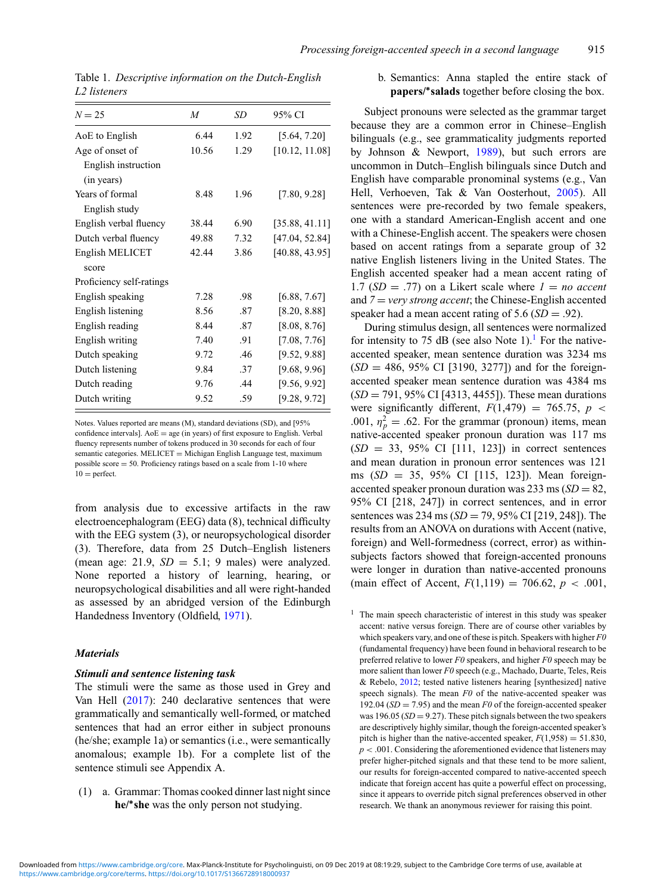Table 1. *Descriptive information on the Dutch-English L2 listeners*

| $N = 25$ | $M$ | $SD$ | 95% CI |
|---|---|---|---|
| AoE to English | 6.44 | 1.92 | [5.64, 7.20] |
| Age of onset of English instruction (in years) | 10.56 | 1.29 | [10.12, 11.08] |
| Years of formal English study | 8.48 | 1.96 | [7.80, 9.28] |
| English verbal fluency | 38.44 | 6.90 | [35.88, 41.11] |
| Dutch verbal fluency | 49.88 | 7.32 | [47.04, 52.84] |
| English MELICET score | 42.44 | 3.86 | [40.88, 43.95] |
| Proficiency self-ratings | | | |
| English speaking | 7.28 | .98 | [6.88, 7.67] |
| English listening | 8.56 | .87 | [8.20, 8.88] |
| English reading | 8.44 | .87 | [8.08, 8.76] |
| English writing | 7.40 | .91 | [7.08, 7.76] |
| Dutch speaking | 9.72 | .46 | [9.52, 9.88] |
| Dutch listening | 9.84 | .37 | [9.68, 9.96] |
| Dutch reading | 9.76 | .44 | [9.56, 9.92] |
| Dutch writing | 9.52 | .59 | [9.28, 9.72] |

Notes. Values reported are means (M), standard deviations (SD), and [95% confidence intervals]. AoE = age (in years) of first exposure to English. Verbal fluency represents number of tokens produced in 30 seconds for each of four semantic categories. MELICET = Michigan English Language test, maximum possible score = 50. Proficiency ratings based on a scale from 1-10 where 10 = perfect.

from analysis due to excessive artifacts in the raw electroencephalogram (EEG) data (8), technical difficulty with the EEG system (3), or neuropsychological disorder (3). Therefore, data from 25 Dutch–English listeners (mean age: 21.9, $SD$ = 5.1; 9 males) were analyzed. None reported a history of learning, hearing, or neuropsychological disabilities and all were right-handed as assessed by an abridged version of the Edinburgh Handedness Inventory (Oldfield, 1971).

### *Materials*

#### *Stimuli and sentence listening task*

The stimuli were the same as those used in Grey and Van Hell (2017): 240 declarative sentences that were grammatically and semantically well-formed, or matched sentences that had an error either in subject pronouns (he/she; example 1a) or semantics (i.e., were semantically anomalous; example 1b). For a complete list of the sentence stimuli see Appendix A.

(1) a. Grammar: Thomas cooked dinner last night since **he/*she** was the only person not studying.

b. Semantics: Anna stapled the entire stack of **papers/*salads** together before closing the box.

Subject pronouns were selected as the grammar target because they are a common error in Chinese–English bilinguals (e.g., see grammaticality judgments reported by Johnson & Newport, 1989), but such errors are uncommon in Dutch–English bilinguals since Dutch and English have comparable pronominal systems (e.g., Van Hell, Verhoeven, Tak & Van Oosterhout, 2005). All sentences were pre-recorded by two female speakers, one with a standard American-English accent and one with a Chinese-English accent. The speakers were chosen based on accent ratings from a separate group of 32 native English listeners living in the United States. The English accented speaker had a mean accent rating of 1.7 ($SD$ = .77) on a Likert scale where *1 = no accent* and *7 = very strong accent*; the Chinese-English accented speaker had a mean accent rating of 5.6 ($SD$ = .92).

During stimulus design, all sentences were normalized for intensity to 75 dB (see also Note 1).[1] For the native-accented speaker, mean sentence duration was 3234 ms ($SD$ = 486, 95% CI [3190, 3277]) and for the foreign-accented speaker mean sentence duration was 4384 ms ($SD$ = 791, 95% CI [4313, 4455]). These mean durations were significantly different, $F(1,479) = 765.75$, $p < .001$, $\eta_p^2 = .62$. For the grammar (pronoun) items, mean native-accented speaker pronoun duration was 117 ms ($SD$ = 33, 95% CI [111, 123]) in correct sentences and mean duration in pronoun error sentences was 121 ms ($SD$ = 35, 95% CI [115, 123]). Mean foreign-accented speaker pronoun duration was 233 ms ($SD$ = 82, 95% CI [218, 247]) in correct sentences, and in error sentences was 234 ms ($SD$ = 79, 95% CI [219, 248]). The results from an ANOVA on durations with Accent (native, foreign) and Well-formedness (correct, error) as within-subjects factors showed that foreign-accented pronouns were longer in duration than native-accented pronouns (main effect of Accent, $F(1,119) = 706.62$, $p < .001$,

[1] The main speech characteristic of interest in this study was speaker accent: native versus foreign. There are of course other variables by which speakers vary, and one of these is pitch. Speakers with higher $F0$ (fundamental frequency) have been found in behavioral research to be preferred relative to lower $F0$ speakers, and higher $F0$ speech may be more salient than lower $F0$ speech (e.g., Machado, Duarte, Teles, Reis & Rebelo, 2012; tested native listeners hearing [synthesized] native speech signals). The mean $F0$ of the native-accented speaker was 192.04 ($SD$ = 7.95) and the mean $F0$ of the foreign-accented speaker was 196.05 ($SD$ = 9.27). These pitch signals between the two speakers are descriptively highly similar, though the foreign-accented speaker's pitch is higher than the native-accented speaker, $F(1,958) = 51.830$, $p < .001$. Considering the aforementioned evidence that listeners may prefer higher-pitched signals and that these tend to be more salient, our results for foreign-accented compared to native-accented speech indicate that foreign accent has quite a powerful effect on processing, since it appears to override pitch signal preferences observed in other research. We thank an anonymous reviewer for raising this point.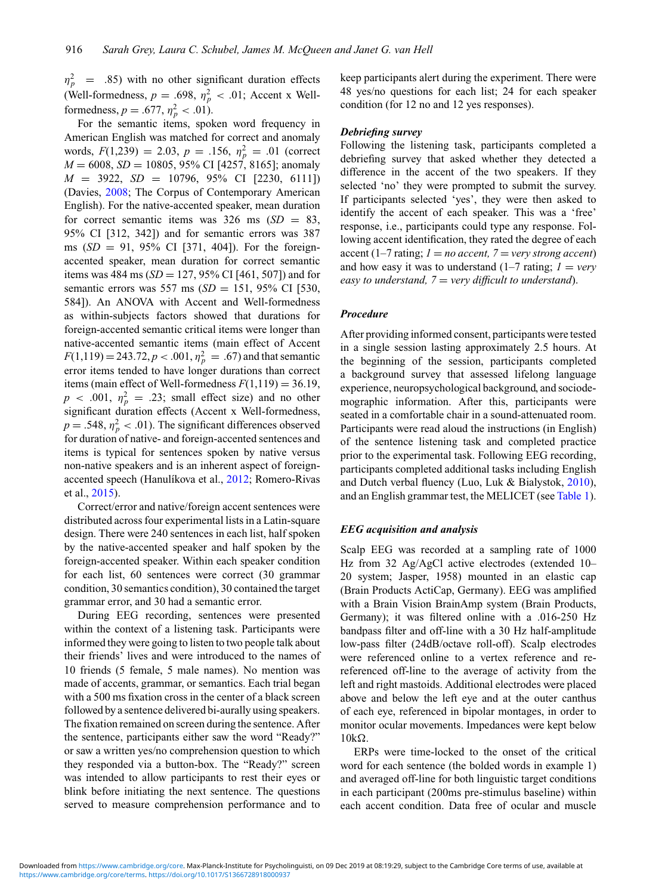$\eta_p^2$ = .85) with no other significant duration effects (Well-formedness, $p$ = .698, $\eta_p^2 < .01$; Accent x Well-formedness, $p$ = .677, $\eta_p^2 < .01$).

For the semantic items, spoken word frequency in American English was matched for correct and anomaly words, $F(1,239) = 2.03$, $p$ = .156, $\eta_p^2$ = .01 (correct $M$ = 6008, $SD$ = 10805, 95% CI [4257, 8165]; anomaly $M$ = 3922, $SD$ = 10796, 95% CI [2230, 6111]) (Davies, 2008; The Corpus of Contemporary American English). For the native-accented speaker, mean duration for correct semantic items was 326 ms ($SD$ = 83, 95% CI [312, 342]) and for semantic errors was 387 ms ($SD$ = 91, 95% CI [371, 404]). For the foreign-accented speaker, mean duration for correct semantic items was 484 ms ($SD$ = 127, 95% CI [461, 507]) and for semantic errors was 557 ms ($SD$ = 151, 95% CI [530, 584]). An ANOVA with Accent and Well-formedness as within-subjects factors showed that durations for foreign-accented semantic critical items were longer than native-accented semantic items (main effect of Accent $F(1,119) = 243.72$, $p < .001$, $\eta_p^2$ = .67) and that semantic error items tended to have longer durations than correct items (main effect of Well-formedness $F(1,119) = 36.19$, $p < .001$, $\eta_p^2$ = .23; small effect size) and no other significant duration effects (Accent x Well-formedness, $p$ = .548, $\eta_p^2 < .01$). The significant differences observed for duration of native- and foreign-accented sentences and items is typical for sentences spoken by native versus non-native speakers and is an inherent aspect of foreign-accented speech (Hanulíkova et al., 2012; Romero-Rivas et al., 2015).

Correct/error and native/foreign accent sentences were distributed across four experimental lists in a Latin-square design. There were 240 sentences in each list, half spoken by the native-accented speaker and half spoken by the foreign-accented speaker. Within each speaker condition for each list, 60 sentences were correct (30 grammar condition, 30 semantics condition), 30 contained the target grammar error, and 30 had a semantic error.

During EEG recording, sentences were presented within the context of a listening task. Participants were informed they were going to listen to two people talk about their friends' lives and were introduced to the names of 10 friends (5 female, 5 male names). No mention was made of accents, grammar, or semantics. Each trial began with a 500 ms fixation cross in the center of a black screen followed by a sentence delivered bi-aurally using speakers. The fixation remained on screen during the sentence. After the sentence, participants either saw the word "Ready?" or saw a written yes/no comprehension question to which they responded via a button-box. The "Ready?" screen was intended to allow participants to rest their eyes or blink before initiating the next sentence. The questions served to measure comprehension performance and to keep participants alert during the experiment. There were 48 yes/no questions for each list; 24 for each speaker condition (for 12 no and 12 yes responses).

### *Debriefing survey*

Following the listening task, participants completed a debriefing survey that asked whether they detected a difference in the accent of the two speakers. If they selected 'no' they were prompted to submit the survey. If participants selected 'yes', they were then asked to identify the accent of each speaker. This was a 'free' response, i.e., participants could type any response. Following accent identification, they rated the degree of each accent (1–7 rating; *1 = no accent, 7 = very strong accent*) and how easy it was to understand (1–7 rating; *1 = very easy to understand, 7 = very difficult to understand*).

### *Procedure*

After providing informed consent, participants were tested in a single session lasting approximately 2.5 hours. At the beginning of the session, participants completed a background survey that assessed lifelong language experience, neuropsychological background, and sociodemographic information. After this, participants were seated in a comfortable chair in a sound-attenuated room. Participants were read aloud the instructions (in English) of the sentence listening task and completed practice prior to the experimental task. Following EEG recording, participants completed additional tasks including English and Dutch verbal fluency (Luo, Luk & Bialystok, 2010), and an English grammar test, the MELICET (see Table 1).

### *EEG acquisition and analysis*

Scalp EEG was recorded at a sampling rate of 1000 Hz from 32 Ag/AgCl active electrodes (extended 10–20 system; Jasper, 1958) mounted in an elastic cap (Brain Products ActiCap, Germany). EEG was amplified with a Brain Vision BrainAmp system (Brain Products, Germany); it was filtered online with a .016-250 Hz bandpass filter and off-line with a 30 Hz half-amplitude low-pass filter (24dB/octave roll-off). Scalp electrodes were referenced online to a vertex reference and re-referenced off-line to the average of activity from the left and right mastoids. Additional electrodes were placed above and below the left eye and at the outer canthus of each eye, referenced in bipolar montages, in order to monitor ocular movements. Impedances were kept below 10kΩ.

ERPs were time-locked to the onset of the critical word for each sentence (the bolded words in example 1) and averaged off-line for both linguistic target conditions in each participant (200ms pre-stimulus baseline) within each accent condition. Data free of ocular and muscle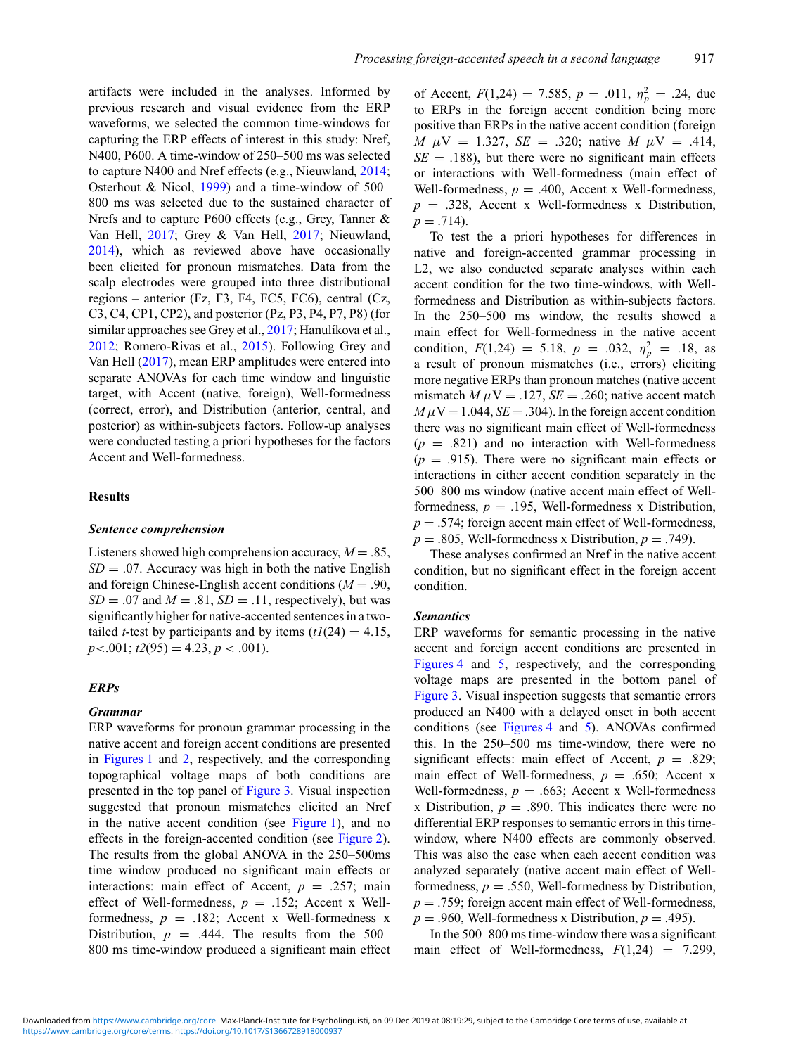artifacts were included in the analyses. Informed by previous research and visual evidence from the ERP waveforms, we selected the common time-windows for capturing the ERP effects of interest in this study: Nref, N400, P600. A time-window of 250–500 ms was selected to capture N400 and Nref effects (e.g., Nieuwland, 2014; Osterhout & Nicol, 1999) and a time-window of 500–800 ms was selected due to the sustained character of Nrefs and to capture P600 effects (e.g., Grey, Tanner & Van Hell, 2017; Grey & Van Hell, 2017; Nieuwland, 2014), which as reviewed above have occasionally been elicited for pronoun mismatches. Data from the scalp electrodes were grouped into three distributional regions – anterior (Fz, F3, F4, FC5, FC6), central (Cz, C3, C4, CP1, CP2), and posterior (Pz, P3, P4, P7, P8) (for similar approaches see Grey et al., 2017; Hanulíkova et al., 2012; Romero-Rivas et al., 2015). Following Grey and Van Hell (2017), mean ERP amplitudes were entered into separate ANOVAs for each time window and linguistic target, with Accent (native, foreign), Well-formedness (correct, error), and Distribution (anterior, central, and posterior) as within-subjects factors. Follow-up analyses were conducted testing a priori hypotheses for the factors Accent and Well-formedness.

## Results

### *Sentence comprehension*

Listeners showed high comprehension accuracy, $M = .85$, $SD = .07$. Accuracy was high in both the native English and foreign Chinese-English accent conditions ($M = .90$, $SD = .07$ and $M = .81$, $SD = .11$, respectively), but was significantly higher for native-accented sentences in a two-tailed *t*-test by participants and by items ($t1(24) = 4.15$, $p < .001$; $t2(95) = 4.23$, $p < .001$).

### *ERPs*

#### *Grammar*

ERP waveforms for pronoun grammar processing in the native accent and foreign accent conditions are presented in Figures 1 and 2, respectively, and the corresponding topographical voltage maps of both conditions are presented in the top panel of Figure 3. Visual inspection suggested that pronoun mismatches elicited an Nref in the native accent condition (see Figure 1), and no effects in the foreign-accented condition (see Figure 2). The results from the global ANOVA in the 250–500ms time window produced no significant main effects or interactions: main effect of Accent, $p = .257$; main effect of Well-formedness, $p = .152$; Accent x Well-formedness, $p = .182$; Accent x Well-formedness x Distribution, $p = .444$. The results from the 500–800 ms time-window produced a significant main effect of Accent, $F(1,24) = 7.585$, $p = .011$, $\eta_p^2 = .24$, due to ERPs in the foreign accent condition being more positive than ERPs in the native accent condition (foreign $M$ $\mu$V $= 1.327$, $SE = .320$; native $M$ $\mu$V $= .414$, $SE = .188$), but there were no significant main effects or interactions with Well-formedness (main effect of Well-formedness, $p = .400$, Accent x Well-formedness, $p = .328$, Accent x Well-formedness x Distribution, $p = .714$).

To test the a priori hypotheses for differences in native and foreign-accented grammar processing in L2, we also conducted separate analyses within each accent condition for the two time-windows, with Well-formedness and Distribution as within-subjects factors. In the 250–500 ms window, the results showed a main effect for Well-formedness in the native accent condition, $F(1,24) = 5.18$, $p = .032$, $\eta_p^2 = .18$, as a result of pronoun mismatches (i.e., errors) eliciting more negative ERPs than pronoun matches (native accent mismatch $M$ $\mu$V $= .127$, $SE = .260$; native accent match $M$ $\mu$V $= 1.044$, $SE = .304$). In the foreign accent condition there was no significant main effect of Well-formedness ($p = .821$) and no interaction with Well-formedness ($p = .915$). There were no significant main effects or interactions in either accent condition separately in the 500–800 ms window (native accent main effect of Well-formedness, $p = .195$, Well-formedness x Distribution, $p = .574$; foreign accent main effect of Well-formedness, $p = .805$, Well-formedness x Distribution, $p = .749$).

These analyses confirmed an Nref in the native accent condition, but no significant effect in the foreign accent condition.

#### *Semantics*

ERP waveforms for semantic processing in the native accent and foreign accent conditions are presented in Figures 4 and 5, respectively, and the corresponding voltage maps are presented in the bottom panel of Figure 3. Visual inspection suggests that semantic errors produced an N400 with a delayed onset in both accent conditions (see Figures 4 and 5). ANOVAs confirmed this. In the 250–500 ms time-window, there were no significant effects: main effect of Accent, $p = .829$; main effect of Well-formedness, $p = .650$; Accent x Well-formedness, $p = .663$; Accent x Well-formedness x Distribution, $p = .890$. This indicates there were no differential ERP responses to semantic errors in this time-window, where N400 effects are commonly observed. This was also the case when each accent condition was analyzed separately (native accent main effect of Well-formedness, $p = .550$, Well-formedness by Distribution, $p = .759$; foreign accent main effect of Well-formedness, $p = .960$, Well-formedness x Distribution, $p = .495$).

In the 500–800 ms time-window there was a significant main effect of Well-formedness, $F(1,24) = 7.299$,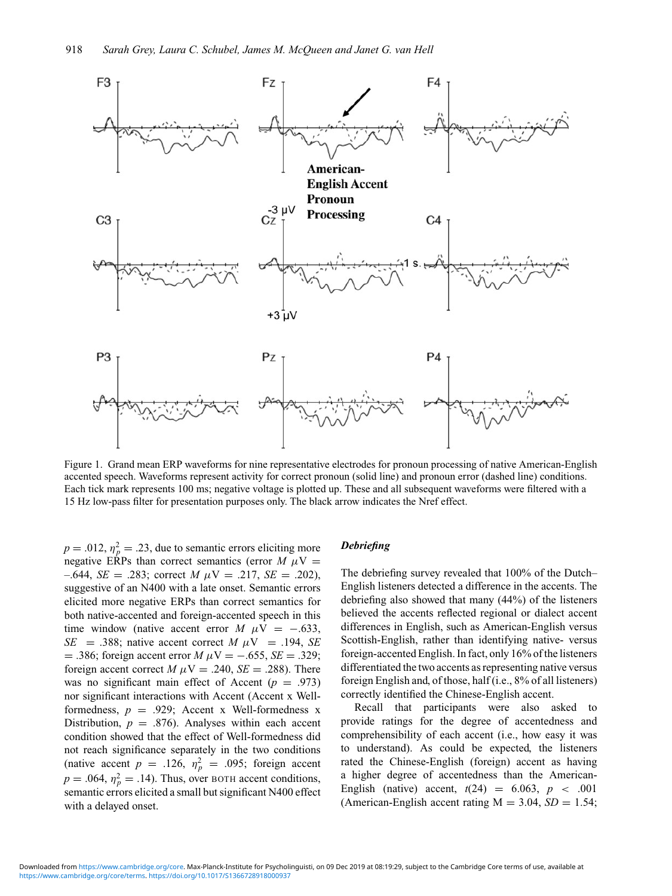Figure 1. Grand mean ERP waveforms for nine representative electrodes for pronoun processing of native American-English accented speech. Waveforms represent activity for correct pronoun (solid line) and pronoun error (dashed line) conditions. Each tick mark represents 100 ms; negative voltage is plotted up. These and all subsequent waveforms were filtered with a 15 Hz low-pass filter for presentation purposes only. The black arrow indicates the Nref effect.

$p = .012$, $\eta_p^2 = .23$, due to semantic errors eliciting more negative ERPs than correct semantics (error $M$ $\mu$V = –.644, $SE$ = .283; correct $M$ $\mu$V = .217, $SE$ = .202), suggestive of an N400 with a late onset. Semantic errors elicited more negative ERPs than correct semantics for both native-accented and foreign-accented speech in this time window (native accent error $M$ $\mu$V = −.633, $SE$ = .388; native accent correct $M$ $\mu$V = .194, $SE$ = .386; foreign accent error $M$ $\mu$V = −.655, $SE$ = .329; foreign accent correct $M$ $\mu$V = .240, $SE$ = .288). There was no significant main effect of Accent ($p$ = .973) nor significant interactions with Accent (Accent x Well-formedness, $p$ = .929; Accent x Well-formedness x Distribution, $p$ = .876). Analyses within each accent condition showed that the effect of Well-formedness did not reach significance separately in the two conditions (native accent $p$ = .126, $\eta_p^2$ = .095; foreign accent $p$ = .064, $\eta_p^2$ = .14). Thus, over BOTH accent conditions, semantic errors elicited a small but significant N400 effect with a delayed onset.

### *Debriefing*

The debriefing survey revealed that 100% of the Dutch–English listeners detected a difference in the accents. The debriefing also showed that many (44%) of the listeners believed the accents reflected regional or dialect accent differences in English, such as American-English versus Scottish-English, rather than identifying native- versus foreign-accented English. In fact, only 16% of the listeners differentiated the two accents as representing native versus foreign English and, of those, half (i.e., 8% of all listeners) correctly identified the Chinese-English accent.

Recall that participants were also asked to provide ratings for the degree of accentedness and comprehensibility of each accent (i.e., how easy it was to understand). As could be expected, the listeners rated the Chinese-English (foreign) accent as having a higher degree of accentedness than the American-English (native) accent, $t(24) = 6.063$, $p < .001$ (American-English accent rating M = 3.04, $SD$ = 1.54;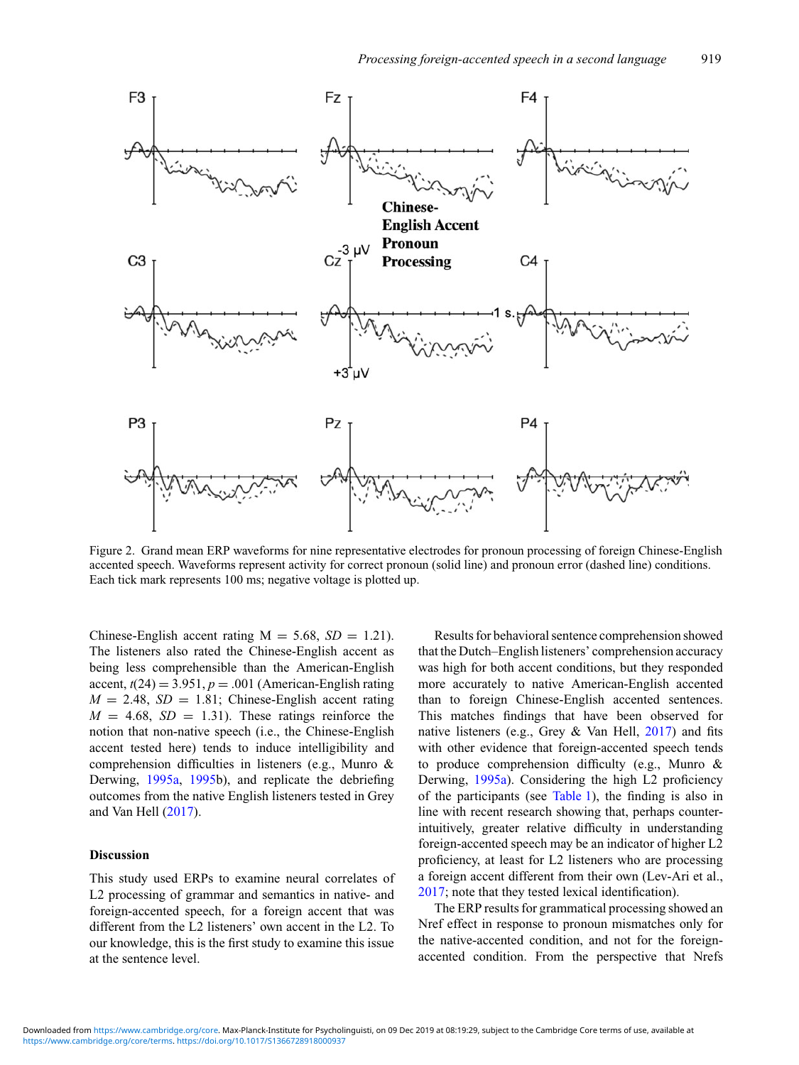Figure 2. Grand mean ERP waveforms for nine representative electrodes for pronoun processing of foreign Chinese-English accented speech. Waveforms represent activity for correct pronoun (solid line) and pronoun error (dashed line) conditions. Each tick mark represents 100 ms; negative voltage is plotted up.

Chinese-English accent rating M = 5.68, *SD* = 1.21). The listeners also rated the Chinese-English accent as being less comprehensible than the American-English accent, $t(24) = 3.951$, $p = .001$ (American-English rating $M = 2.48$, $SD = 1.81$; Chinese-English accent rating $M = 4.68$, $SD = 1.31$). These ratings reinforce the notion that non-native speech (i.e., the Chinese-English accent tested here) tends to induce intelligibility and comprehension difficulties in listeners (e.g., Munro & Derwing, 1995a, 1995b), and replicate the debriefing outcomes from the native English listeners tested in Grey and Van Hell (2017).

## Discussion

This study used ERPs to examine neural correlates of L2 processing of grammar and semantics in native- and foreign-accented speech, for a foreign accent that was different from the L2 listeners' own accent in the L2. To our knowledge, this is the first study to examine this issue at the sentence level.

Results for behavioral sentence comprehension showed that the Dutch–English listeners' comprehension accuracy was high for both accent conditions, but they responded more accurately to native American-English accented than to foreign Chinese-English accented sentences. This matches findings that have been observed for native listeners (e.g., Grey & Van Hell, 2017) and fits with other evidence that foreign-accented speech tends to produce comprehension difficulty (e.g., Munro & Derwing, 1995a). Considering the high L2 proficiency of the participants (see Table 1), the finding is also in line with recent research showing that, perhaps counter-intuitively, greater relative difficulty in understanding foreign-accented speech may be an indicator of higher L2 proficiency, at least for L2 listeners who are processing a foreign accent different from their own (Lev-Ari et al., 2017; note that they tested lexical identification).

The ERP results for grammatical processing showed an Nref effect in response to pronoun mismatches only for the native-accented condition, and not for the foreign-accented condition. From the perspective that Nrefs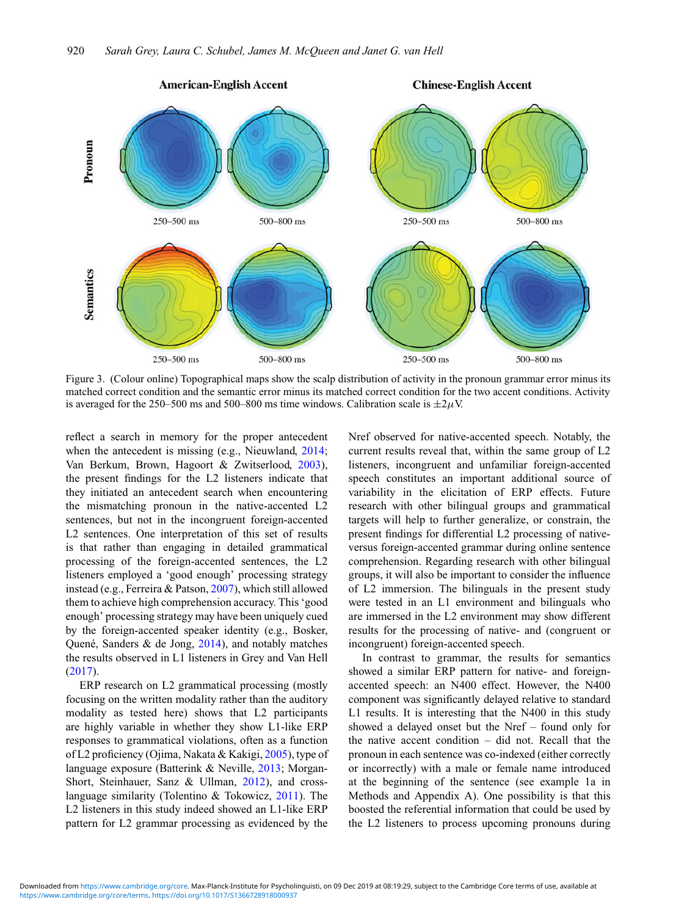Figure 3. (Colour online) Topographical maps show the scalp distribution of activity in the pronoun grammar error minus its matched correct condition and the semantic error minus its matched correct condition for the two accent conditions. Activity is averaged for the 250–500 ms and 500–800 ms time windows. Calibration scale is $\pm 2\mu V$.

reflect a search in memory for the proper antecedent when the antecedent is missing (e.g., Nieuwland, 2014; Van Berkum, Brown, Hagoort & Zwitserlood, 2003), the present findings for the L2 listeners indicate that they initiated an antecedent search when encountering the mismatching pronoun in the native-accented L2 sentences, but not in the incongruent foreign-accented L2 sentences. One interpretation of this set of results is that rather than engaging in detailed grammatical processing of the foreign-accented sentences, the L2 listeners employed a 'good enough' processing strategy instead (e.g., Ferreira & Patson, 2007), which still allowed them to achieve high comprehension accuracy. This 'good enough' processing strategy may have been uniquely cued by the foreign-accented speaker identity (e.g., Bosker, Quené, Sanders & de Jong, 2014), and notably matches the results observed in L1 listeners in Grey and Van Hell (2017).

ERP research on L2 grammatical processing (mostly focusing on the written modality rather than the auditory modality as tested here) shows that L2 participants are highly variable in whether they show L1-like ERP responses to grammatical violations, often as a function of L2 proficiency (Ojima, Nakata & Kakigi, 2005), type of language exposure (Batterink & Neville, 2013; Morgan-Short, Steinhauer, Sanz & Ullman, 2012), and cross-language similarity (Tolentino & Tokowicz, 2011). The L2 listeners in this study indeed showed an L1-like ERP pattern for L2 grammar processing as evidenced by the Nref observed for native-accented speech. Notably, the current results reveal that, within the same group of L2 listeners, incongruent and unfamiliar foreign-accented speech constitutes an important additional source of variability in the elicitation of ERP effects. Future research with other bilingual groups and grammatical targets will help to further generalize, or constrain, the present findings for differential L2 processing of native- versus foreign-accented grammar during online sentence comprehension. Regarding research with other bilingual groups, it will also be important to consider the influence of L2 immersion. The bilinguals in the present study were tested in an L1 environment and bilinguals who are immersed in the L2 environment may show different results for the processing of native- and (congruent or incongruent) foreign-accented speech.

In contrast to grammar, the results for semantics showed a similar ERP pattern for native- and foreign-accented speech: an N400 effect. However, the N400 component was significantly delayed relative to standard L1 results. It is interesting that the N400 in this study showed a delayed onset but the Nref – found only for the native accent condition – did not. Recall that the pronoun in each sentence was co-indexed (either correctly or incorrectly) with a male or female name introduced at the beginning of the sentence (see example 1a in Methods and Appendix A). One possibility is that this boosted the referential information that could be used by the L2 listeners to process upcoming pronouns during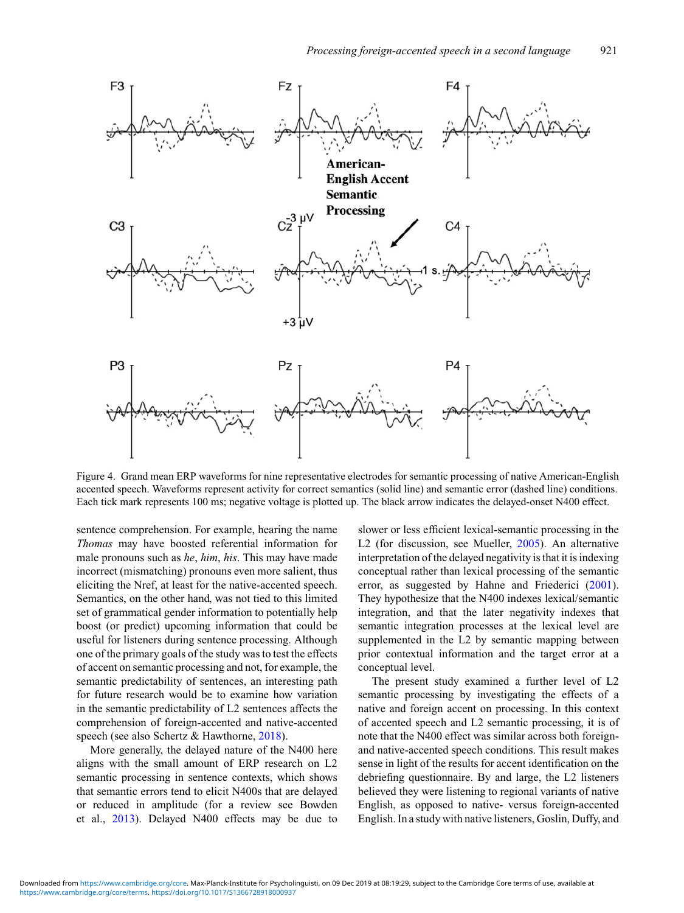Figure 4. Grand mean ERP waveforms for nine representative electrodes for semantic processing of native American-English accented speech. Waveforms represent activity for correct semantics (solid line) and semantic error (dashed line) conditions. Each tick mark represents 100 ms; negative voltage is plotted up. The black arrow indicates the delayed-onset N400 effect.

sentence comprehension. For example, hearing the name *Thomas* may have boosted referential information for male pronouns such as *he*, *him*, *his*. This may have made incorrect (mismatching) pronouns even more salient, thus eliciting the Nref, at least for the native-accented speech. Semantics, on the other hand, was not tied to this limited set of grammatical gender information to potentially help boost (or predict) upcoming information that could be useful for listeners during sentence processing. Although one of the primary goals of the study was to test the effects of accent on semantic processing and not, for example, the semantic predictability of sentences, an interesting path for future research would be to examine how variation in the semantic predictability of L2 sentences affects the comprehension of foreign-accented and native-accented speech (see also Schertz & Hawthorne, 2018).

More generally, the delayed nature of the N400 here aligns with the small amount of ERP research on L2 semantic processing in sentence contexts, which shows that semantic errors tend to elicit N400s that are delayed or reduced in amplitude (for a review see Bowden et al., 2013). Delayed N400 effects may be due to slower or less efficient lexical-semantic processing in the L2 (for discussion, see Mueller, 2005). An alternative interpretation of the delayed negativity is that it is indexing conceptual rather than lexical processing of the semantic error, as suggested by Hahne and Friederici (2001). They hypothesize that the N400 indexes lexical/semantic integration, and that the later negativity indexes that semantic integration processes at the lexical level are supplemented in the L2 by semantic mapping between prior contextual information and the target error at a conceptual level.

The present study examined a further level of L2 semantic processing by investigating the effects of a native and foreign accent on processing. In this context of accented speech and L2 semantic processing, it is of note that the N400 effect was similar across both foreign- and native-accented speech conditions. This result makes sense in light of the results for accent identification on the debriefing questionnaire. By and large, the L2 listeners believed they were listening to regional variants of native English, as opposed to native- versus foreign-accented English. In a study with native listeners, Goslin, Duffy, and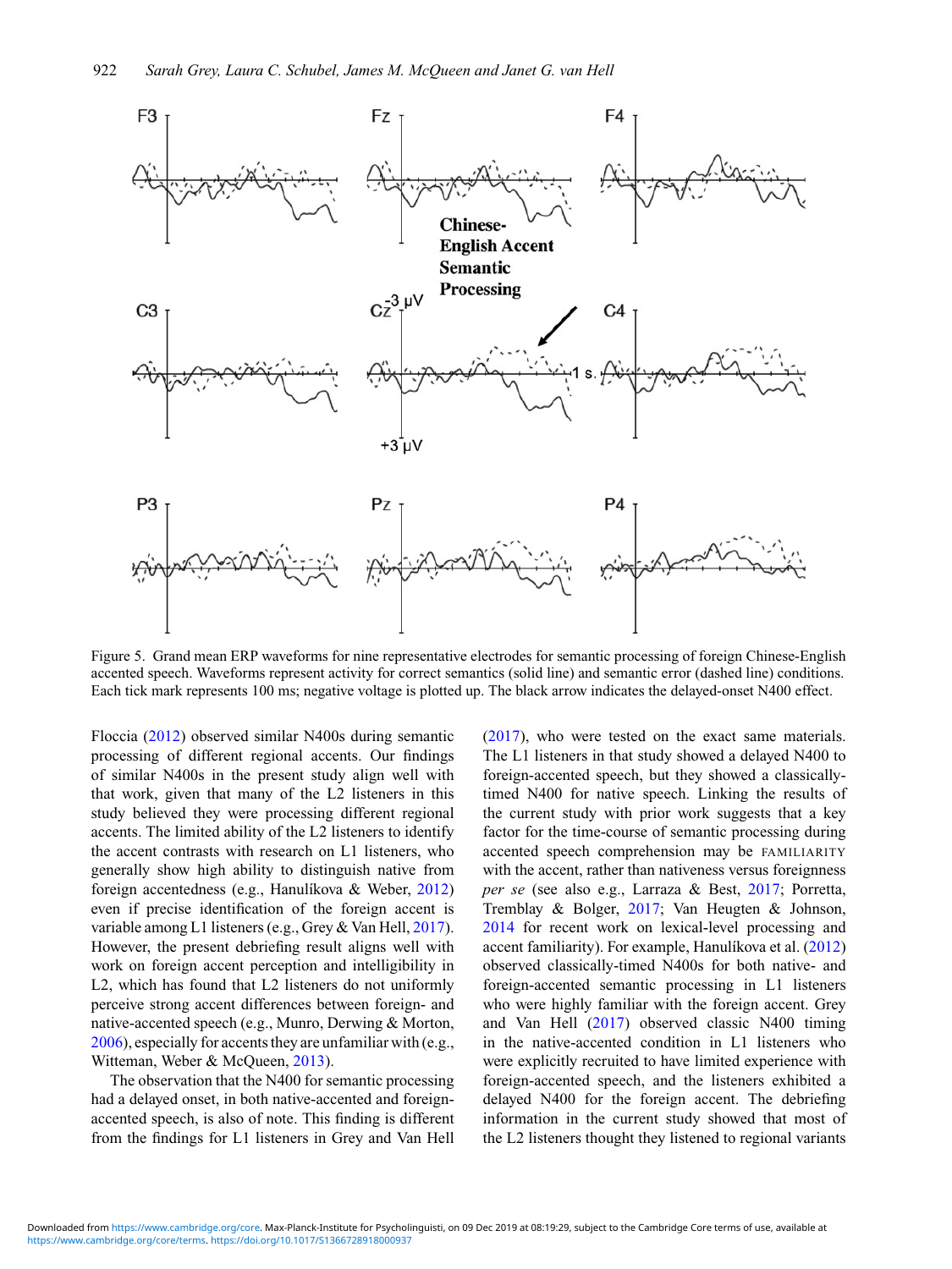Figure 5. Grand mean ERP waveforms for nine representative electrodes for semantic processing of foreign Chinese-English accented speech. Waveforms represent activity for correct semantics (solid line) and semantic error (dashed line) conditions. Each tick mark represents 100 ms; negative voltage is plotted up. The black arrow indicates the delayed-onset N400 effect.

Floccia (2012) observed similar N400s during semantic processing of different regional accents. Our findings of similar N400s in the present study align well with that work, given that many of the L2 listeners in this study believed they were processing different regional accents. The limited ability of the L2 listeners to identify the accent contrasts with research on L1 listeners, who generally show high ability to distinguish native from foreign accentedness (e.g., Hanulíkova & Weber, 2012) even if precise identification of the foreign accent is variable among L1 listeners (e.g., Grey & Van Hell, 2017). However, the present debriefing result aligns well with work on foreign accent perception and intelligibility in L2, which has found that L2 listeners do not uniformly perceive strong accent differences between foreign- and native-accented speech (e.g., Munro, Derwing & Morton, 2006), especially for accents they are unfamiliar with (e.g., Witteman, Weber & McQueen, 2013).

The observation that the N400 for semantic processing had a delayed onset, in both native-accented and foreign-accented speech, is also of note. This finding is different from the findings for L1 listeners in Grey and Van Hell (2017), who were tested on the exact same materials. The L1 listeners in that study showed a delayed N400 to foreign-accented speech, but they showed a classically-timed N400 for native speech. Linking the results of the current study with prior work suggests that a key factor for the time-course of semantic processing during accented speech comprehension may be FAMILIARITY with the accent, rather than nativeness versus foreignness *per se* (see also e.g., Larraza & Best, 2017; Porretta, Tremblay & Bolger, 2017; Van Heugten & Johnson, 2014 for recent work on lexical-level processing and accent familiarity). For example, Hanulíkova et al. (2012) observed classically-timed N400s for both native- and foreign-accented semantic processing in L1 listeners who were highly familiar with the foreign accent. Grey and Van Hell (2017) observed classic N400 timing in the native-accented condition in L1 listeners who were explicitly recruited to have limited experience with foreign-accented speech, and the listeners exhibited a delayed N400 for the foreign accent. The debriefing information in the current study showed that most of the L2 listeners thought they listened to regional variants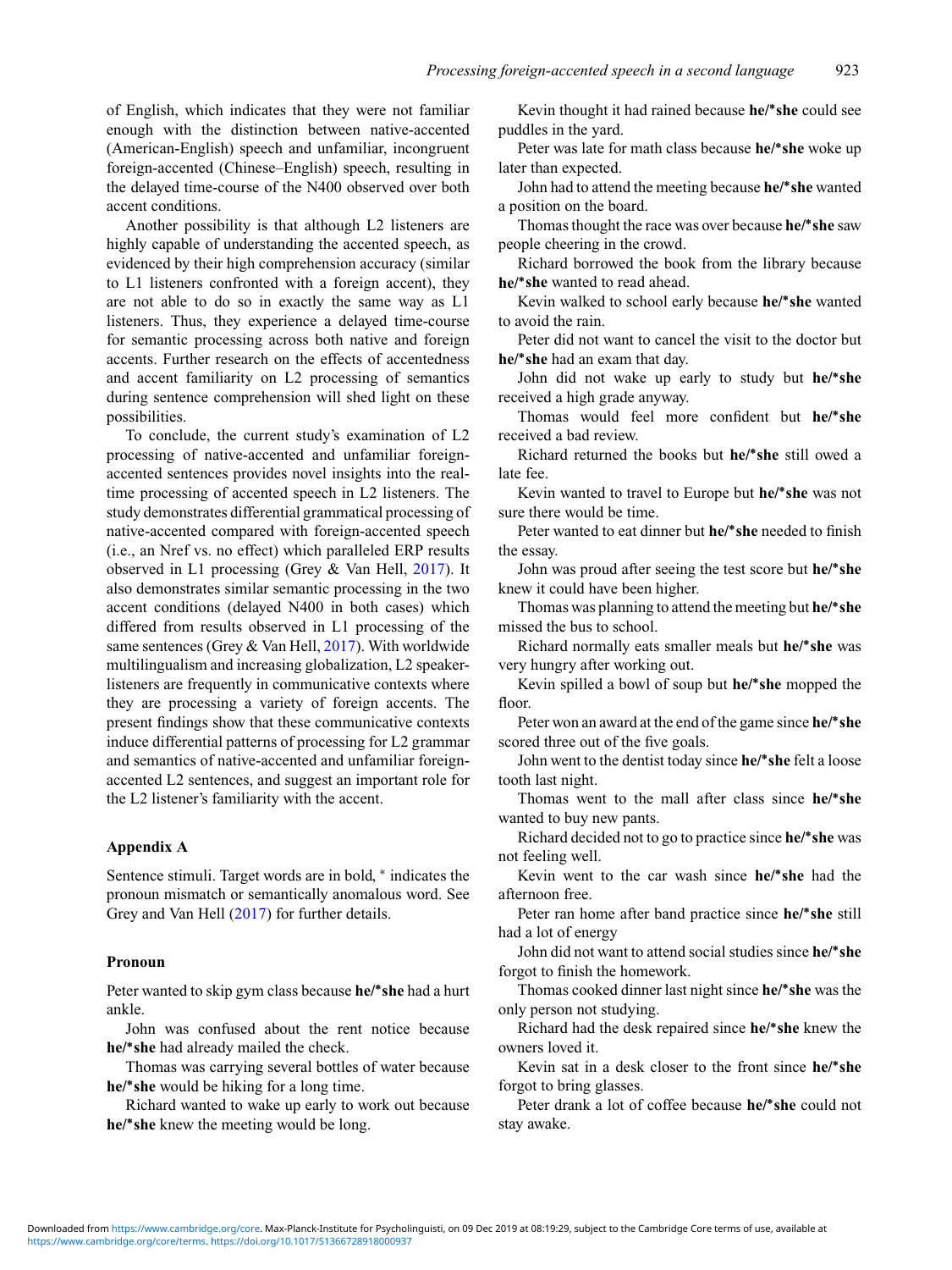of English, which indicates that they were not familiar enough with the distinction between native-accented (American-English) speech and unfamiliar, incongruent foreign-accented (Chinese–English) speech, resulting in the delayed time-course of the N400 observed over both accent conditions.

Another possibility is that although L2 listeners are highly capable of understanding the accented speech, as evidenced by their high comprehension accuracy (similar to L1 listeners confronted with a foreign accent), they are not able to do so in exactly the same way as L1 listeners. Thus, they experience a delayed time-course for semantic processing across both native and foreign accents. Further research on the effects of accentedness and accent familiarity on L2 processing of semantics during sentence comprehension will shed light on these possibilities.

To conclude, the current study's examination of L2 processing of native-accented and unfamiliar foreign-accented sentences provides novel insights into the real-time processing of accented speech in L2 listeners. The study demonstrates differential grammatical processing of native-accented compared with foreign-accented speech (i.e., an Nref vs. no effect) which paralleled ERP results observed in L1 processing (Grey & Van Hell, 2017). It also demonstrates similar semantic processing in the two accent conditions (delayed N400 in both cases) which differed from results observed in L1 processing of the same sentences (Grey & Van Hell, 2017). With worldwide multilingualism and increasing globalization, L2 speaker-listeners are frequently in communicative contexts where they are processing a variety of foreign accents. The present findings show that these communicative contexts induce differential patterns of processing for L2 grammar and semantics of native-accented and unfamiliar foreign-accented L2 sentences, and suggest an important role for the L2 listener's familiarity with the accent.

## Appendix A

Sentence stimuli. Target words are in bold, * indicates the pronoun mismatch or semantically anomalous word. See Grey and Van Hell (2017) for further details.

### Pronoun

Peter wanted to skip gym class because **he/*she** had a hurt ankle.

John was confused about the rent notice because **he/*she** had already mailed the check.

Thomas was carrying several bottles of water because **he/*she** would be hiking for a long time.

Richard wanted to wake up early to work out because **he/*she** knew the meeting would be long.

Kevin thought it had rained because **he/*she** could see puddles in the yard.

Peter was late for math class because **he/*she** woke up later than expected.

John had to attend the meeting because **he/*she** wanted a position on the board.

Thomas thought the race was over because **he/*she** saw people cheering in the crowd.

Richard borrowed the book from the library because **he/*she** wanted to read ahead.

Kevin walked to school early because **he/*she** wanted to avoid the rain.

Peter did not want to cancel the visit to the doctor but **he/*she** had an exam that day.

John did not wake up early to study but **he/*she** received a high grade anyway.

Thomas would feel more confident but **he/*she** received a bad review.

Richard returned the books but **he/*she** still owed a late fee.

Kevin wanted to travel to Europe but **he/*she** was not sure there would be time.

Peter wanted to eat dinner but **he/*she** needed to finish the essay.

John was proud after seeing the test score but **he/*she** knew it could have been higher.

Thomas was planning to attend the meeting but **he/*she** missed the bus to school.

Richard normally eats smaller meals but **he/*she** was very hungry after working out.

Kevin spilled a bowl of soup but **he/*she** mopped the floor.

Peter won an award at the end of the game since **he/*she** scored three out of the five goals.

John went to the dentist today since **he/*she** felt a loose tooth last night.

Thomas went to the mall after class since **he/*she** wanted to buy new pants.

Richard decided not to go to practice since **he/*she** was not feeling well.

Kevin went to the car wash since **he/*she** had the afternoon free.

Peter ran home after band practice since **he/*she** still had a lot of energy

John did not want to attend social studies since **he/*she** forgot to finish the homework.

Thomas cooked dinner last night since **he/*she** was the only person not studying.

Richard had the desk repaired since **he/*she** knew the owners loved it.

Kevin sat in a desk closer to the front since **he/*she** forgot to bring glasses.

Peter drank a lot of coffee because **he/*she** could not stay awake.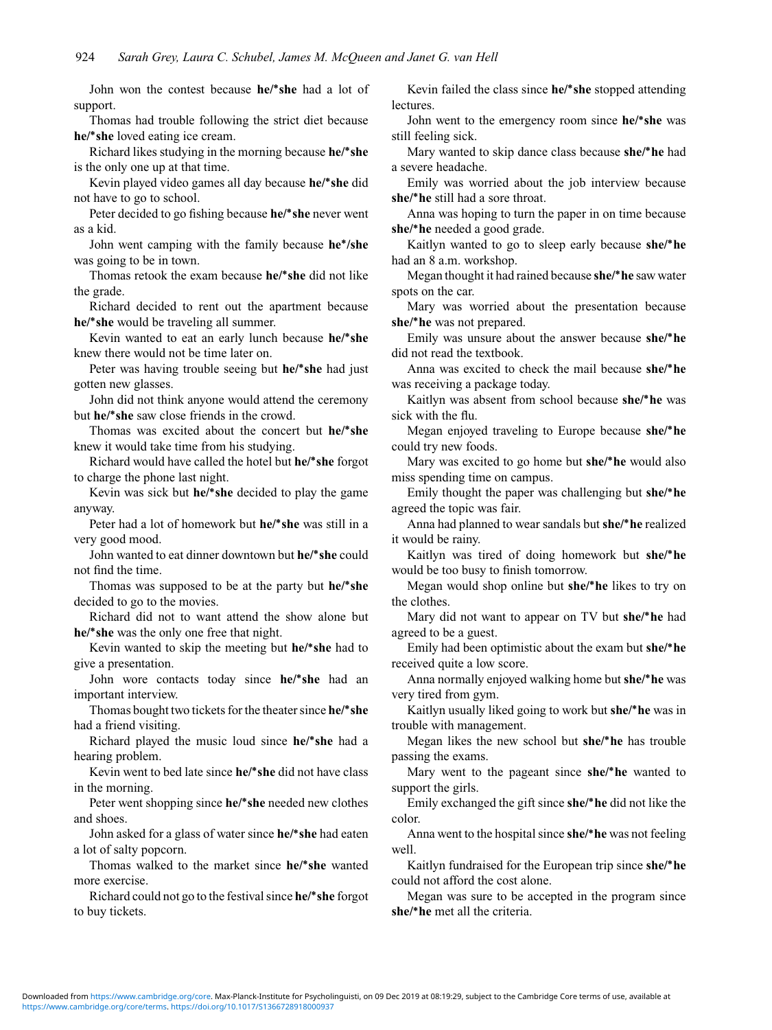John won the contest because **he/*she** had a lot of support.

Thomas had trouble following the strict diet because **he/*she** loved eating ice cream.

Richard likes studying in the morning because **he/*she** is the only one up at that time.

Kevin played video games all day because **he/*she** did not have to go to school.

Peter decided to go fishing because **he/*she** never went as a kid.

John went camping with the family because **he*/she** was going to be in town.

Thomas retook the exam because **he/*she** did not like the grade.

Richard decided to rent out the apartment because **he/*she** would be traveling all summer.

Kevin wanted to eat an early lunch because **he/*she** knew there would not be time later on.

Peter was having trouble seeing but **he/*she** had just gotten new glasses.

John did not think anyone would attend the ceremony but **he/*she** saw close friends in the crowd.

Thomas was excited about the concert but **he/*she** knew it would take time from his studying.

Richard would have called the hotel but **he/*she** forgot to charge the phone last night.

Kevin was sick but **he/*she** decided to play the game anyway.

Peter had a lot of homework but **he/*she** was still in a very good mood.

John wanted to eat dinner downtown but **he/*she** could not find the time.

Thomas was supposed to be at the party but **he/*she** decided to go to the movies.

Richard did not to want attend the show alone but **he/*she** was the only one free that night.

Kevin wanted to skip the meeting but **he/*she** had to give a presentation.

John wore contacts today since **he/*she** had an important interview.

Thomas bought two tickets for the theater since **he/*she** had a friend visiting.

Richard played the music loud since **he/*she** had a hearing problem.

Kevin went to bed late since **he/*she** did not have class in the morning.

Peter went shopping since **he/*she** needed new clothes and shoes.

John asked for a glass of water since **he/*she** had eaten a lot of salty popcorn.

Thomas walked to the market since **he/*she** wanted more exercise.

Richard could not go to the festival since **he/*she** forgot to buy tickets.

Kevin failed the class since **he/*she** stopped attending lectures.

John went to the emergency room since **he/*she** was still feeling sick.

Mary wanted to skip dance class because **she/*he** had a severe headache.

Emily was worried about the job interview because **she/*he** still had a sore throat.

Anna was hoping to turn the paper in on time because **she/*he** needed a good grade.

Kaitlyn wanted to go to sleep early because **she/*he** had an 8 a.m. workshop.

Megan thought it had rained because **she/*he** saw water spots on the car.

Mary was worried about the presentation because **she/*he** was not prepared.

Emily was unsure about the answer because **she/*he** did not read the textbook.

Anna was excited to check the mail because **she/*he** was receiving a package today.

Kaitlyn was absent from school because **she/*he** was sick with the flu.

Megan enjoyed traveling to Europe because **she/*he** could try new foods.

Mary was excited to go home but **she/*he** would also miss spending time on campus.

Emily thought the paper was challenging but **she/*he** agreed the topic was fair.

Anna had planned to wear sandals but **she/*he** realized it would be rainy.

Kaitlyn was tired of doing homework but **she/*he** would be too busy to finish tomorrow.

Megan would shop online but **she/*he** likes to try on the clothes.

Mary did not want to appear on TV but **she/*he** had agreed to be a guest.

Emily had been optimistic about the exam but **she/*he** received quite a low score.

Anna normally enjoyed walking home but **she/*he** was very tired from gym.

Kaitlyn usually liked going to work but **she/*he** was in trouble with management.

Megan likes the new school but **she/*he** has trouble passing the exams.

Mary went to the pageant since **she/*he** wanted to support the girls.

Emily exchanged the gift since **she/*he** did not like the color.

Anna went to the hospital since **she/*he** was not feeling well.

Kaitlyn fundraised for the European trip since **she/*he** could not afford the cost alone.

Megan was sure to be accepted in the program since **she/*he** met all the criteria.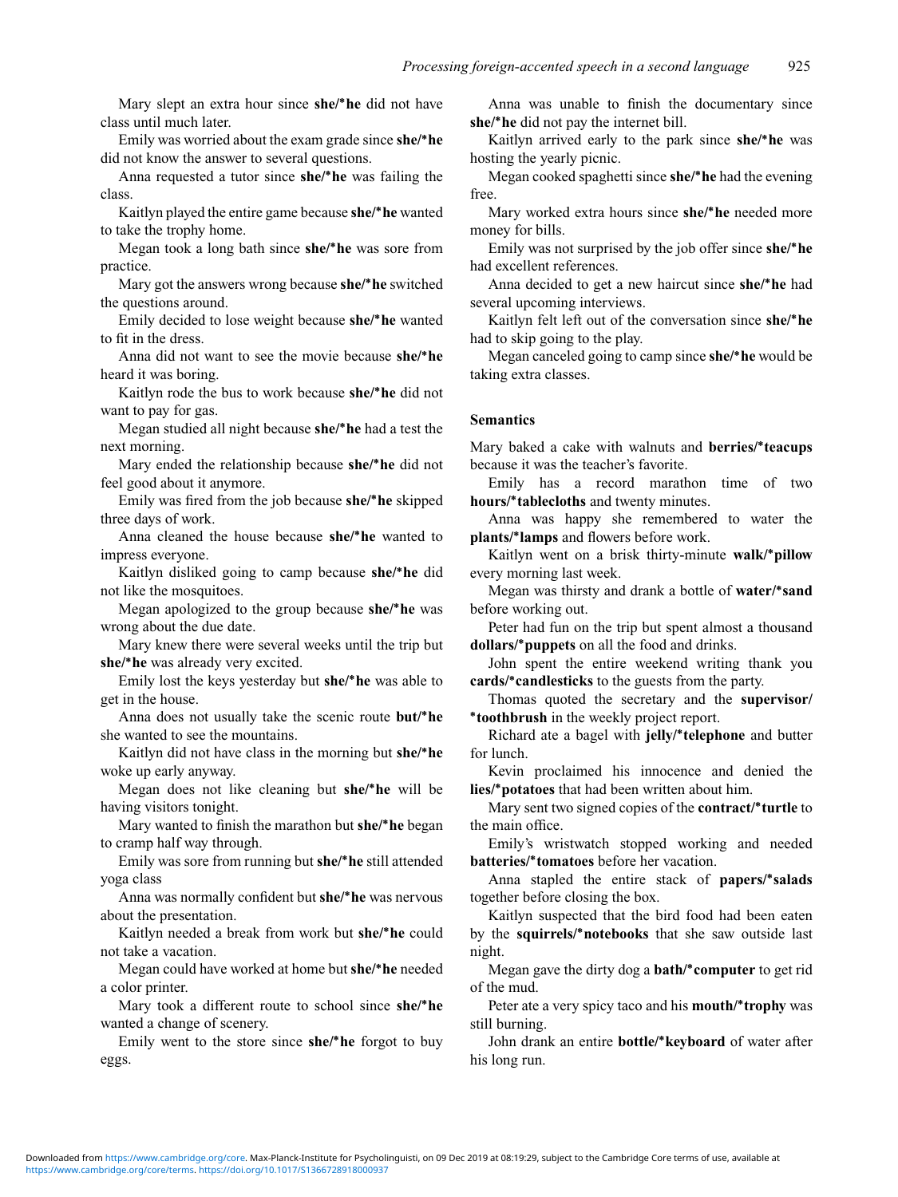Mary slept an extra hour since **she/*he** did not have class until much later.

Emily was worried about the exam grade since **she/*he** did not know the answer to several questions.

Anna requested a tutor since **she/*he** was failing the class.

Kaitlyn played the entire game because **she/*he** wanted to take the trophy home.

Megan took a long bath since **she/*he** was sore from practice.

Mary got the answers wrong because **she/*he** switched the questions around.

Emily decided to lose weight because **she/*he** wanted to fit in the dress.

Anna did not want to see the movie because **she/*he** heard it was boring.

Kaitlyn rode the bus to work because **she/*he** did not want to pay for gas.

Megan studied all night because **she/*he** had a test the next morning.

Mary ended the relationship because **she/*he** did not feel good about it anymore.

Emily was fired from the job because **she/*he** skipped three days of work.

Anna cleaned the house because **she/*he** wanted to impress everyone.

Kaitlyn disliked going to camp because **she/*he** did not like the mosquitoes.

Megan apologized to the group because **she/*he** was wrong about the due date.

Mary knew there were several weeks until the trip but **she/*he** was already very excited.

Emily lost the keys yesterday but **she/*he** was able to get in the house.

Anna does not usually take the scenic route **but/*he** she wanted to see the mountains.

Kaitlyn did not have class in the morning but **she/*he** woke up early anyway.

Megan does not like cleaning but **she/*he** will be having visitors tonight.

Mary wanted to finish the marathon but **she/*he** began to cramp half way through.

Emily was sore from running but **she/*he** still attended yoga class

Anna was normally confident but **she/*he** was nervous about the presentation.

Kaitlyn needed a break from work but **she/*he** could not take a vacation.

Megan could have worked at home but **she/*he** needed a color printer.

Mary took a different route to school since **she/*he** wanted a change of scenery.

Emily went to the store since **she/*he** forgot to buy eggs.

Anna was unable to finish the documentary since **she/*he** did not pay the internet bill.

Kaitlyn arrived early to the park since **she/*he** was hosting the yearly picnic.

Megan cooked spaghetti since **she/*he** had the evening free.

Mary worked extra hours since **she/*he** needed more money for bills.

Emily was not surprised by the job offer since **she/*he** had excellent references.

Anna decided to get a new haircut since **she/*he** had several upcoming interviews.

Kaitlyn felt left out of the conversation since **she/*he** had to skip going to the play.

Megan canceled going to camp since **she/*he** would be taking extra classes.

### Semantics

Mary baked a cake with walnuts and **berries/*teacups** because it was the teacher's favorite.

Emily has a record marathon time of two **hours/*tablecloths** and twenty minutes.

Anna was happy she remembered to water the **plants/*lamps** and flowers before work.

Kaitlyn went on a brisk thirty-minute **walk/*pillow** every morning last week.

Megan was thirsty and drank a bottle of **water/*sand** before working out.

Peter had fun on the trip but spent almost a thousand **dollars/*puppets** on all the food and drinks.

John spent the entire weekend writing thank you **cards/*candlesticks** to the guests from the party.

Thomas quoted the secretary and the **supervisor/*toothbrush** in the weekly project report.

Richard ate a bagel with **jelly/*telephone** and butter for lunch.

Kevin proclaimed his innocence and denied the **lies/*potatoes** that had been written about him.

Mary sent two signed copies of the **contract/*turtle** to the main office.

Emily's wristwatch stopped working and needed **batteries/*tomatoes** before her vacation.

Anna stapled the entire stack of **papers/*salads** together before closing the box.

Kaitlyn suspected that the bird food had been eaten by the **squirrels/*notebooks** that she saw outside last night.

Megan gave the dirty dog a **bath/*computer** to get rid of the mud.

Peter ate a very spicy taco and his **mouth/*trophy** was still burning.

John drank an entire **bottle/*keyboard** of water after his long run.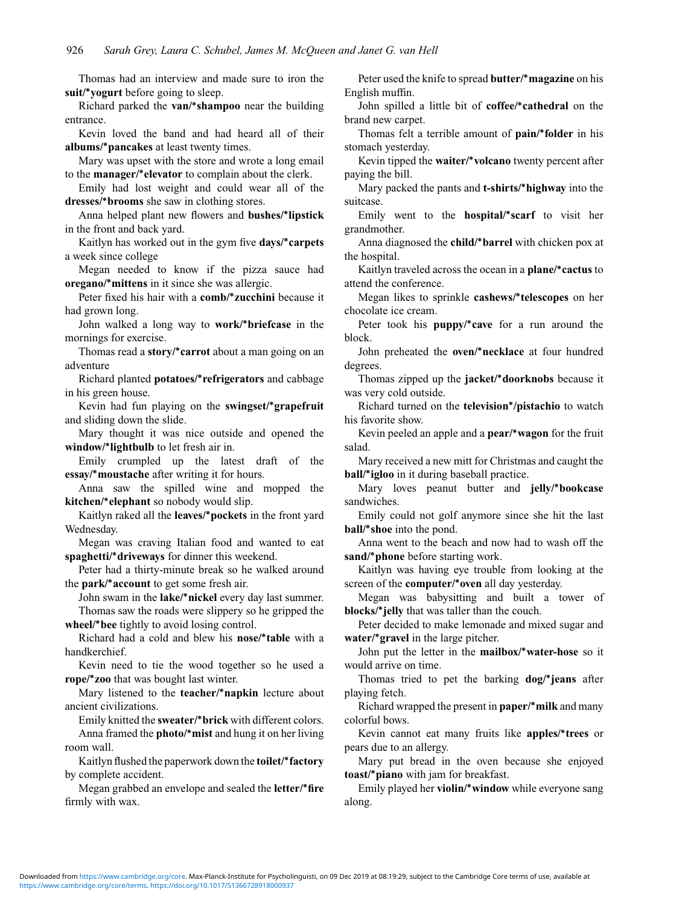Thomas had an interview and made sure to iron the **suit/*yogurt** before going to sleep.

Richard parked the **van/*shampoo** near the building entrance.

Kevin loved the band and had heard all of their **albums/*pancakes** at least twenty times.

Mary was upset with the store and wrote a long email to the **manager/*elevator** to complain about the clerk.

Emily had lost weight and could wear all of the **dresses/*brooms** she saw in clothing stores.

Anna helped plant new flowers and **bushes/*lipstick** in the front and back yard.

Kaitlyn has worked out in the gym five **days/*carpets** a week since college

Megan needed to know if the pizza sauce had **oregano/*mittens** in it since she was allergic.

Peter fixed his hair with a **comb/*zucchini** because it had grown long.

John walked a long way to **work/*briefcase** in the mornings for exercise.

Thomas read a **story/*carrot** about a man going on an adventure

Richard planted **potatoes/*refrigerators** and cabbage in his green house.

Kevin had fun playing on the **swingset/*grapefruit** and sliding down the slide.

Mary thought it was nice outside and opened the **window/*lightbulb** to let fresh air in.

Emily crumpled up the latest draft of the **essay/*moustache** after writing it for hours.

Anna saw the spilled wine and mopped the **kitchen/*elephant** so nobody would slip.

Kaitlyn raked all the **leaves/*pockets** in the front yard Wednesday.

Megan was craving Italian food and wanted to eat **spaghetti/*driveways** for dinner this weekend.

Peter had a thirty-minute break so he walked around the **park/*account** to get some fresh air.

John swam in the **lake/*nickel** every day last summer.

Thomas saw the roads were slippery so he gripped the **wheel/*bee** tightly to avoid losing control.

Richard had a cold and blew his **nose/*table** with a handkerchief.

Kevin need to tie the wood together so he used a **rope/*zoo** that was bought last winter.

Mary listened to the **teacher/*napkin** lecture about ancient civilizations.

Emily knitted the **sweater/*brick** with different colors.

Anna framed the **photo/*mist** and hung it on her living room wall.

Kaitlyn flushed the paperwork down the **toilet/*factory** by complete accident.

Megan grabbed an envelope and sealed the **letter/*fire** firmly with wax.

Peter used the knife to spread **butter/*magazine** on his English muffin.

John spilled a little bit of **coffee/*cathedral** on the brand new carpet.

Thomas felt a terrible amount of **pain/*folder** in his stomach yesterday.

Kevin tipped the **waiter/*volcano** twenty percent after paying the bill.

Mary packed the pants and **t-shirts/*highway** into the suitcase.

Emily went to the **hospital/*scarf** to visit her grandmother.

Anna diagnosed the **child/*barrel** with chicken pox at the hospital.

Kaitlyn traveled across the ocean in a **plane/*cactus** to attend the conference.

Megan likes to sprinkle **cashews/*telescopes** on her chocolate ice cream.

Peter took his **puppy/*cave** for a run around the block.

John preheated the **oven/*necklace** at four hundred degrees.

Thomas zipped up the **jacket/*doorknobs** because it was very cold outside.

Richard turned on the **television*/pistachio** to watch his favorite show.

Kevin peeled an apple and a **pear/*wagon** for the fruit salad.

Mary received a new mitt for Christmas and caught the **ball/*igloo** in it during baseball practice.

Mary loves peanut butter and **jelly/*bookcase** sandwiches.

Emily could not golf anymore since she hit the last **ball/*shoe** into the pond.

Anna went to the beach and now had to wash off the **sand/*phone** before starting work.

Kaitlyn was having eye trouble from looking at the screen of the **computer/*oven** all day yesterday.

Megan was babysitting and built a tower of **blocks/*jelly** that was taller than the couch.

Peter decided to make lemonade and mixed sugar and **water/*gravel** in the large pitcher.

John put the letter in the **mailbox/*water-hose** so it would arrive on time.

Thomas tried to pet the barking **dog/*jeans** after playing fetch.

Richard wrapped the present in **paper/*milk** and many colorful bows.

Kevin cannot eat many fruits like **apples/*trees** or pears due to an allergy.

Mary put bread in the oven because she enjoyed **toast/*piano** with jam for breakfast.

Emily played her **violin/*window** while everyone sang along.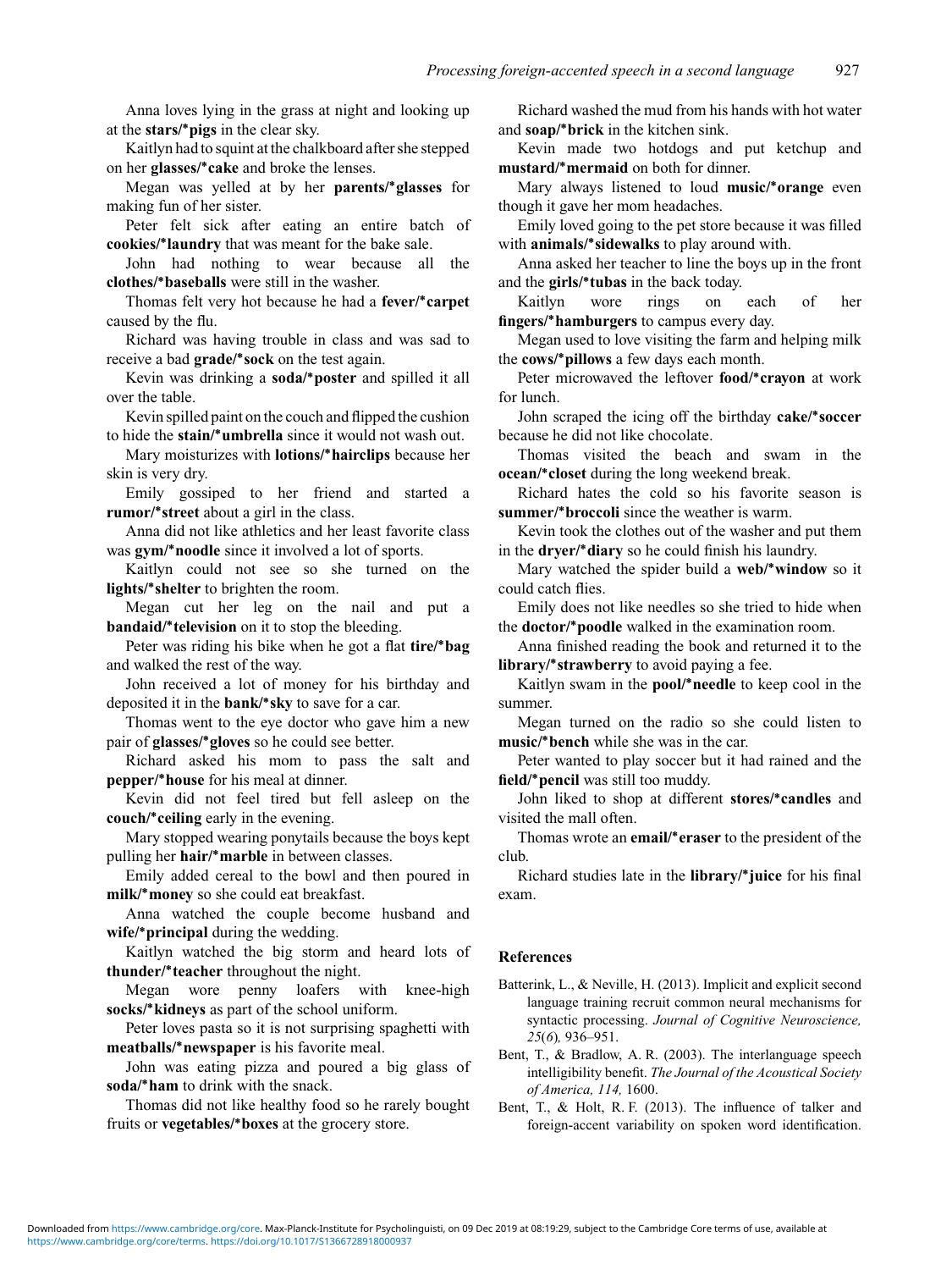Anna loves lying in the grass at night and looking up at the **stars/*pigs** in the clear sky.

Kaitlyn had to squint at the chalkboard after she stepped on her **glasses/*cake** and broke the lenses.

Megan was yelled at by her **parents/*glasses** for making fun of her sister.

Peter felt sick after eating an entire batch of **cookies/*laundry** that was meant for the bake sale.

John had nothing to wear because all the **clothes/*baseballs** were still in the washer.

Thomas felt very hot because he had a **fever/*carpet** caused by the flu.

Richard was having trouble in class and was sad to receive a bad **grade/*sock** on the test again.

Kevin was drinking a **soda/*poster** and spilled it all over the table.

Kevin spilled paint on the couch and flipped the cushion to hide the **stain/*umbrella** since it would not wash out.

Mary moisturizes with **lotions/*hairclips** because her skin is very dry.

Emily gossiped to her friend and started a **rumor/*street** about a girl in the class.

Anna did not like athletics and her least favorite class was **gym/*noodle** since it involved a lot of sports.

Kaitlyn could not see so she turned on the **lights/*shelter** to brighten the room.

Megan cut her leg on the nail and put a **bandaid/*television** on it to stop the bleeding.

Peter was riding his bike when he got a flat **tire/*bag** and walked the rest of the way.

John received a lot of money for his birthday and deposited it in the **bank/*sky** to save for a car.

Thomas went to the eye doctor who gave him a new pair of **glasses/*gloves** so he could see better.

Richard asked his mom to pass the salt and **pepper/*house** for his meal at dinner.

Kevin did not feel tired but fell asleep on the **couch/*ceiling** early in the evening.

Mary stopped wearing ponytails because the boys kept pulling her **hair/*marble** in between classes.

Emily added cereal to the bowl and then poured in **milk/*money** so she could eat breakfast.

Anna watched the couple become husband and **wife/*principal** during the wedding.

Kaitlyn watched the big storm and heard lots of **thunder/*teacher** throughout the night.

Megan wore penny loafers with knee-high **socks/*kidneys** as part of the school uniform.

Peter loves pasta so it is not surprising spaghetti with **meatballs/*newspaper** is his favorite meal.

John was eating pizza and poured a big glass of **soda/*ham** to drink with the snack.

Thomas did not like healthy food so he rarely bought fruits or **vegetables/*boxes** at the grocery store.

Richard washed the mud from his hands with hot water and **soap/*brick** in the kitchen sink.

Kevin made two hotdogs and put ketchup and **mustard/*mermaid** on both for dinner.

Mary always listened to loud **music/*orange** even though it gave her mom headaches.

Emily loved going to the pet store because it was filled with **animals/*sidewalks** to play around with.

Anna asked her teacher to line the boys up in the front and the **girls/*tubas** in the back today.

Kaitlyn wore rings on each of her **fingers/*hamburgers** to campus every day.

Megan used to love visiting the farm and helping milk the **cows/*pillows** a few days each month.

Peter microwaved the leftover **food/*crayon** at work for lunch.

John scraped the icing off the birthday **cake/*soccer** because he did not like chocolate.

Thomas visited the beach and swam in the **ocean/*closet** during the long weekend break.

Richard hates the cold so his favorite season is **summer/*broccoli** since the weather is warm.

Kevin took the clothes out of the washer and put them in the **dryer/*diary** so he could finish his laundry.

Mary watched the spider build a **web/*window** so it could catch flies.

Emily does not like needles so she tried to hide when the **doctor/*poodle** walked in the examination room.

Anna finished reading the book and returned it to the **library/*strawberry** to avoid paying a fee.

Kaitlyn swam in the **pool/*needle** to keep cool in the summer.

Megan turned on the radio so she could listen to **music/*bench** while she was in the car.

Peter wanted to play soccer but it had rained and the **field/*pencil** was still too muddy.

John liked to shop at different **stores/*candles** and visited the mall often.

Thomas wrote an **email/*eraser** to the president of the club.

Richard studies late in the **library/*juice** for his final exam.

## References

Batterink, L., & Neville, H. (2013). Implicit and explicit second language training recruit common neural mechanisms for syntactic processing. *Journal of Cognitive Neuroscience, 25*(*6*)*,* 936–951.

Bent, T., & Bradlow, A. R. (2003). The interlanguage speech intelligibility benefit. *The Journal of the Acoustical Society of America, 114,* 1600.

Bent, T., & Holt, R. F. (2013). The influence of talker and foreign-accent variability on spoken word identification.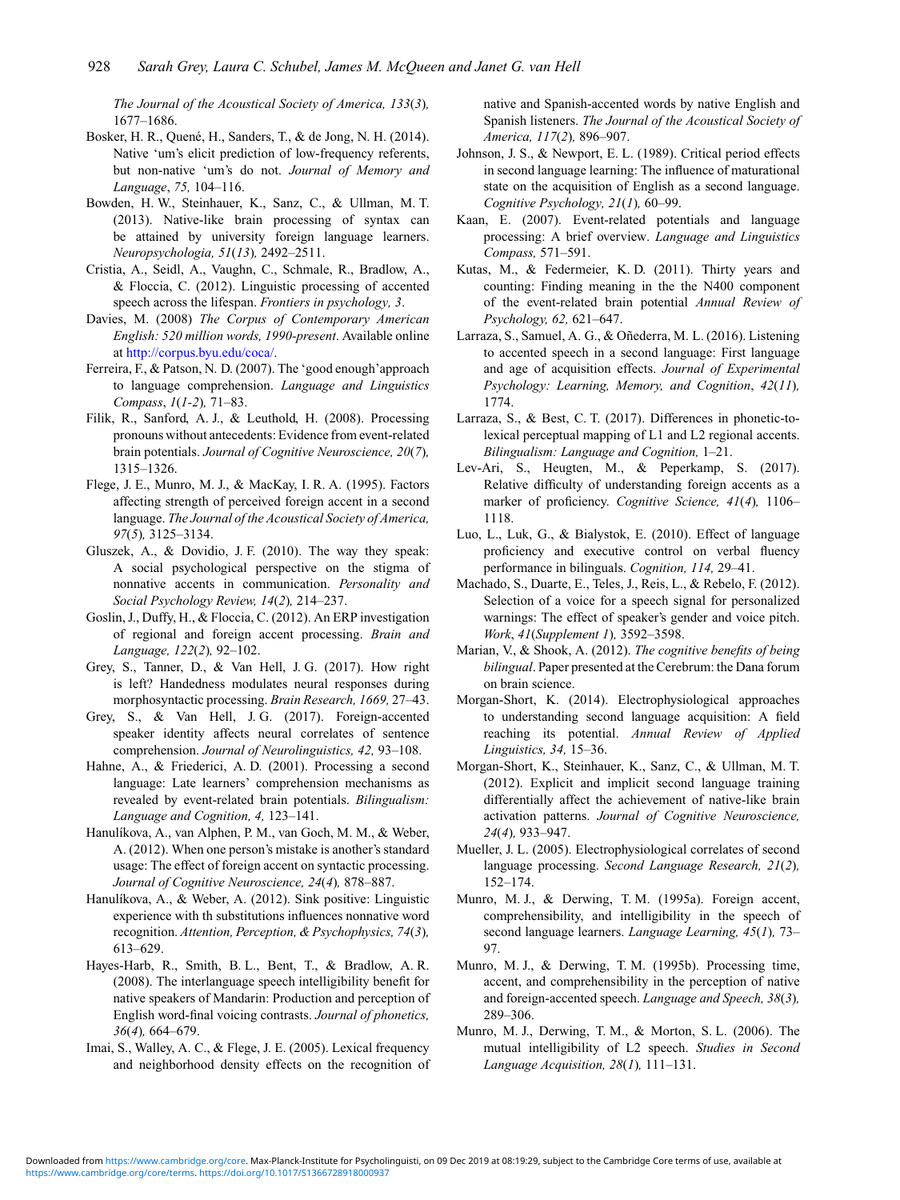*The Journal of the Acoustical Society of America, 133*(*3*)*,* 1677–1686.

Bosker, H. R., Quené, H., Sanders, T., & de Jong, N. H. (2014). Native 'um's elicit prediction of low-frequency referents, but non-native 'um's do not. *Journal of Memory and Language*, *75,* 104–116.

Bowden, H. W., Steinhauer, K., Sanz, C., & Ullman, M. T. (2013). Native-like brain processing of syntax can be attained by university foreign language learners. *Neuropsychologia, 51*(*13*)*,* 2492–2511.

Cristia, A., Seidl, A., Vaughn, C., Schmale, R., Bradlow, A., & Floccia, C. (2012). Linguistic processing of accented speech across the lifespan. *Frontiers in psychology, 3*.

Davies, M. (2008) *The Corpus of Contemporary American English: 520 million words, 1990-present*. Available online at http://corpus.byu.edu/coca/.

Ferreira, F., & Patson, N. D. (2007). The 'good enough'approach to language comprehension. *Language and Linguistics Compass*, *1*(*1-2*)*,* 71–83.

Filik, R., Sanford, A. J., & Leuthold, H. (2008). Processing pronouns without antecedents: Evidence from event-related brain potentials. *Journal of Cognitive Neuroscience, 20*(*7*)*,* 1315–1326.

Flege, J. E., Munro, M. J., & MacKay, I. R. A. (1995). Factors affecting strength of perceived foreign accent in a second language. *The Journal of the Acoustical Society of America, 97*(*5*)*,* 3125–3134.

Gluszek, A., & Dovidio, J. F. (2010). The way they speak: A social psychological perspective on the stigma of nonnative accents in communication. *Personality and Social Psychology Review, 14*(*2*)*,* 214–237.

Goslin, J., Duffy, H., & Floccia, C. (2012). An ERP investigation of regional and foreign accent processing. *Brain and Language, 122*(*2*)*,* 92–102.

Grey, S., Tanner, D., & Van Hell, J. G. (2017). How right is left? Handedness modulates neural responses during morphosyntactic processing. *Brain Research, 1669,* 27–43.

Grey, S., & Van Hell, J. G. (2017). Foreign-accented speaker identity affects neural correlates of sentence comprehension. *Journal of Neurolinguistics, 42,* 93–108.

Hahne, A., & Friederici, A. D. (2001). Processing a second language: Late learners' comprehension mechanisms as revealed by event-related brain potentials. *Bilingualism: Language and Cognition, 4,* 123–141.

Hanulíkova, A., van Alphen, P. M., van Goch, M. M., & Weber, A. (2012). When one person's mistake is another's standard usage: The effect of foreign accent on syntactic processing. *Journal of Cognitive Neuroscience, 24*(*4*)*,* 878–887.

Hanulíkova, A., & Weber, A. (2012). Sink positive: Linguistic experience with th substitutions influences nonnative word recognition. *Attention, Perception, & Psychophysics, 74*(*3*)*,* 613–629.

Hayes-Harb, R., Smith, B. L., Bent, T., & Bradlow, A. R. (2008). The interlanguage speech intelligibility benefit for native speakers of Mandarin: Production and perception of English word-final voicing contrasts. *Journal of phonetics, 36*(*4*)*,* 664–679.

Imai, S., Walley, A. C., & Flege, J. E. (2005). Lexical frequency and neighborhood density effects on the recognition of native and Spanish-accented words by native English and Spanish listeners. *The Journal of the Acoustical Society of America, 117*(*2*)*,* 896–907.

Johnson, J. S., & Newport, E. L. (1989). Critical period effects in second language learning: The influence of maturational state on the acquisition of English as a second language. *Cognitive Psychology, 21*(*1*)*,* 60–99.

Kaan, E. (2007). Event-related potentials and language processing: A brief overview. *Language and Linguistics Compass,* 571–591.

Kutas, M., & Federmeier, K. D. (2011). Thirty years and counting: Finding meaning in the the N400 component of the event-related brain potential *Annual Review of Psychology, 62,* 621–647.

Larraza, S., Samuel, A. G., & Oñederra, M. L. (2016). Listening to accented speech in a second language: First language and age of acquisition effects. *Journal of Experimental Psychology: Learning, Memory, and Cognition*, *42*(*11*)*,* 1774.

Larraza, S., & Best, C. T. (2017). Differences in phonetic-to-lexical perceptual mapping of L1 and L2 regional accents. *Bilingualism: Language and Cognition,* 1–21.

Lev-Ari, S., Heugten, M., & Peperkamp, S. (2017). Relative difficulty of understanding foreign accents as a marker of proficiency. *Cognitive Science, 41*(*4*)*,* 1106–1118.

Luo, L., Luk, G., & Bialystok, E. (2010). Effect of language proficiency and executive control on verbal fluency performance in bilinguals. *Cognition, 114,* 29–41.

Machado, S., Duarte, E., Teles, J., Reis, L., & Rebelo, F. (2012). Selection of a voice for a speech signal for personalized warnings: The effect of speaker's gender and voice pitch. *Work*, *41*(*Supplement 1*)*,* 3592–3598.

Marian, V., & Shook, A. (2012). *The cognitive benefits of being bilingual*. Paper presented at the Cerebrum: the Dana forum on brain science.

Morgan-Short, K. (2014). Electrophysiological approaches to understanding second language acquisition: A field reaching its potential. *Annual Review of Applied Linguistics, 34,* 15–36.

Morgan-Short, K., Steinhauer, K., Sanz, C., & Ullman, M. T. (2012). Explicit and implicit second language training differentially affect the achievement of native-like brain activation patterns. *Journal of Cognitive Neuroscience, 24*(*4*)*,* 933–947.

Mueller, J. L. (2005). Electrophysiological correlates of second language processing. *Second Language Research, 21*(*2*)*,* 152–174.

Munro, M. J., & Derwing, T. M. (1995a). Foreign accent, comprehensibility, and intelligibility in the speech of second language learners. *Language Learning, 45*(*1*)*,* 73–97.

Munro, M. J., & Derwing, T. M. (1995b). Processing time, accent, and comprehensibility in the perception of native and foreign-accented speech. *Language and Speech, 38*(*3*)*,* 289–306.

Munro, M. J., Derwing, T. M., & Morton, S. L. (2006). The mutual intelligibility of L2 speech. *Studies in Second Language Acquisition, 28*(*1*)*,* 111–131.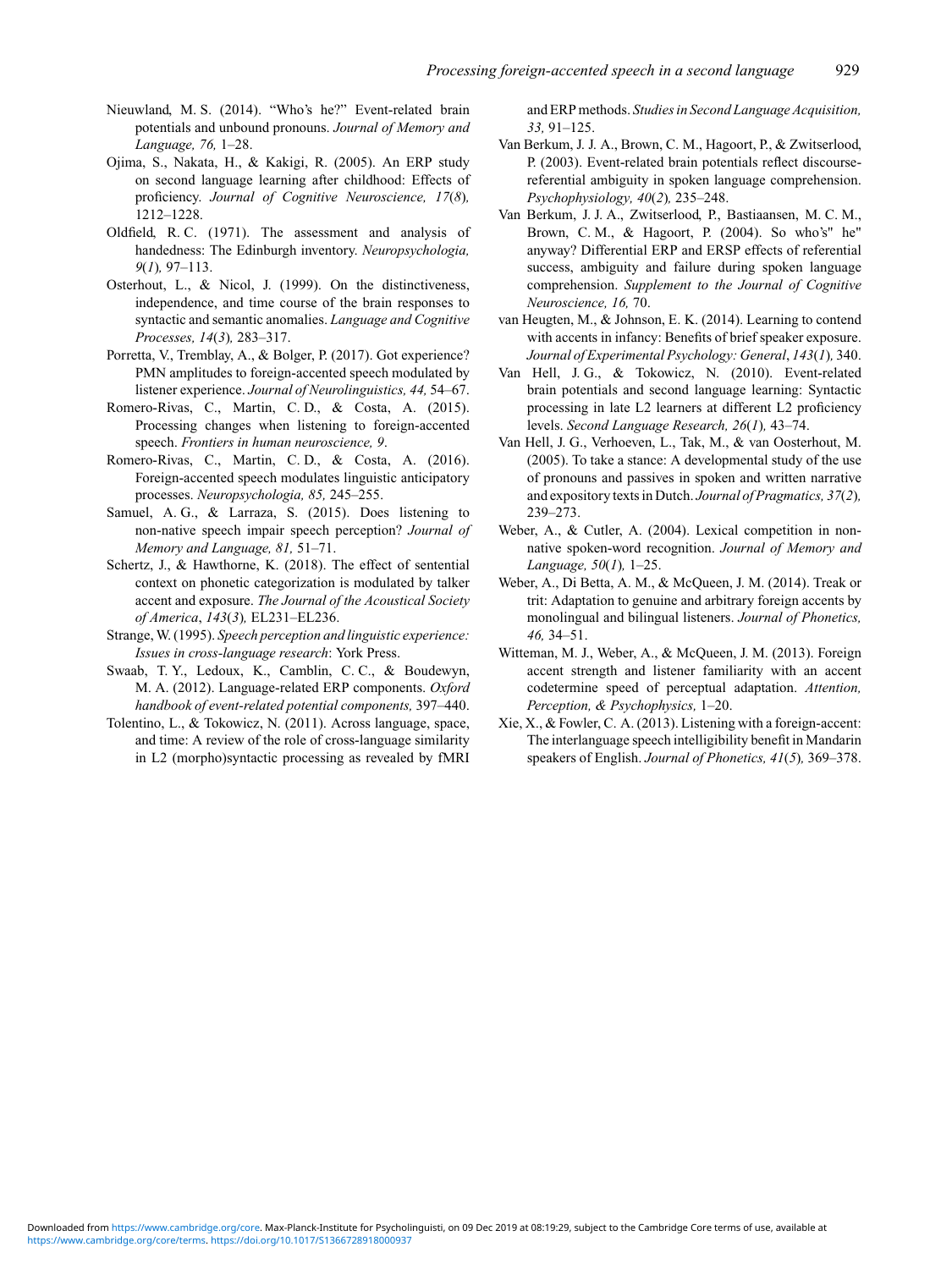Nieuwland, M. S. (2014). "Who's he?" Event-related brain potentials and unbound pronouns. *Journal of Memory and Language, 76,* 1–28.

Ojima, S., Nakata, H., & Kakigi, R. (2005). An ERP study on second language learning after childhood: Effects of proficiency. *Journal of Cognitive Neuroscience, 17*(*8*)*,* 1212–1228.

Oldfield, R. C. (1971). The assessment and analysis of handedness: The Edinburgh inventory. *Neuropsychologia, 9*(*1*)*,* 97–113.

Osterhout, L., & Nicol, J. (1999). On the distinctiveness, independence, and time course of the brain responses to syntactic and semantic anomalies. *Language and Cognitive Processes, 14*(*3*)*,* 283–317.

Porretta, V., Tremblay, A., & Bolger, P. (2017). Got experience? PMN amplitudes to foreign-accented speech modulated by listener experience. *Journal of Neurolinguistics, 44,* 54–67.

Romero-Rivas, C., Martin, C. D., & Costa, A. (2015). Processing changes when listening to foreign-accented speech. *Frontiers in human neuroscience, 9*.

Romero-Rivas, C., Martin, C. D., & Costa, A. (2016). Foreign-accented speech modulates linguistic anticipatory processes. *Neuropsychologia, 85,* 245–255.

Samuel, A. G., & Larraza, S. (2015). Does listening to non-native speech impair speech perception? *Journal of Memory and Language, 81,* 51–71.

Schertz, J., & Hawthorne, K. (2018). The effect of sentential context on phonetic categorization is modulated by talker accent and exposure. *The Journal of the Acoustical Society of America*, *143*(*3*)*,* EL231–EL236.

Strange, W. (1995). *Speech perception and linguistic experience: Issues in cross-language research*: York Press.

Swaab, T. Y., Ledoux, K., Camblin, C. C., & Boudewyn, M. A. (2012). Language-related ERP components. *Oxford handbook of event-related potential components,* 397–440.

Tolentino, L., & Tokowicz, N. (2011). Across language, space, and time: A review of the role of cross-language similarity in L2 (morpho)syntactic processing as revealed by fMRI and ERP methods. *Studies in Second Language Acquisition, 33,* 91–125.

Van Berkum, J. J. A., Brown, C. M., Hagoort, P., & Zwitserlood, P. (2003). Event-related brain potentials reflect discourse-referential ambiguity in spoken language comprehension. *Psychophysiology, 40*(*2*)*,* 235–248.

Van Berkum, J. J. A., Zwitserlood, P., Bastiaansen, M. C. M., Brown, C. M., & Hagoort, P. (2004). So who's" he" anyway? Differential ERP and ERSP effects of referential success, ambiguity and failure during spoken language comprehension. *Supplement to the Journal of Cognitive Neuroscience, 16,* 70.

van Heugten, M., & Johnson, E. K. (2014). Learning to contend with accents in infancy: Benefits of brief speaker exposure. *Journal of Experimental Psychology: General*, *143*(*1*)*,* 340.

Van Hell, J. G., & Tokowicz, N. (2010). Event-related brain potentials and second language learning: Syntactic processing in late L2 learners at different L2 proficiency levels. *Second Language Research, 26*(*1*)*,* 43–74.

Van Hell, J. G., Verhoeven, L., Tak, M., & van Oosterhout, M. (2005). To take a stance: A developmental study of the use of pronouns and passives in spoken and written narrative and expository texts in Dutch. *Journal of Pragmatics, 37*(*2*)*,* 239–273.

Weber, A., & Cutler, A. (2004). Lexical competition in non-native spoken-word recognition. *Journal of Memory and Language, 50*(*1*)*,* 1–25.

Weber, A., Di Betta, A. M., & McQueen, J. M. (2014). Treak or trit: Adaptation to genuine and arbitrary foreign accents by monolingual and bilingual listeners. *Journal of Phonetics, 46,* 34–51.

Witteman, M. J., Weber, A., & McQueen, J. M. (2013). Foreign accent strength and listener familiarity with an accent codetermine speed of perceptual adaptation. *Attention, Perception, & Psychophysics,* 1–20.

Xie, X., & Fowler, C. A. (2013). Listening with a foreign-accent: The interlanguage speech intelligibility benefit in Mandarin speakers of English. *Journal of Phonetics, 41*(*5*)*,* 369–378.